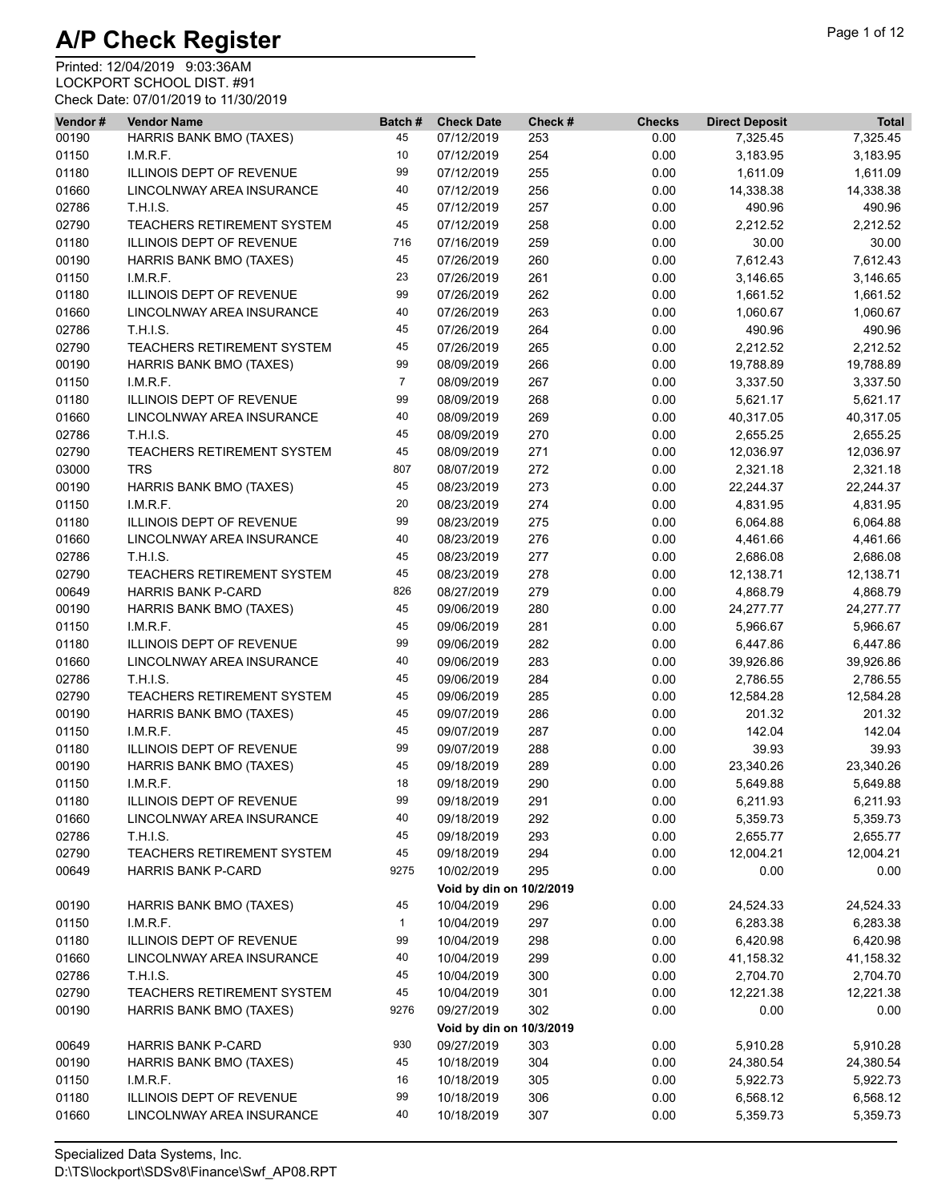# A/P Check Register

Printed: 12/04/2019 9:03:36AM
LOCKPORT SCHOOL DIST. #91
Check Date: 07/01/2019 to 11/30/2019

| Vendor # | Vendor Name | Batch # | Check Date | Check # | Checks | Direct Deposit | Total |
|---|---|---|---|---|---|---|---|
| 00190 | HARRIS BANK BMO (TAXES) | 45 | 07/12/2019 | 253 | 0.00 | 7,325.45 | 7,325.45 |
| 01150 | I.M.R.F. | 10 | 07/12/2019 | 254 | 0.00 | 3,183.95 | 3,183.95 |
| 01180 | ILLINOIS DEPT OF REVENUE | 99 | 07/12/2019 | 255 | 0.00 | 1,611.09 | 1,611.09 |
| 01660 | LINCOLNWAY AREA INSURANCE | 40 | 07/12/2019 | 256 | 0.00 | 14,338.38 | 14,338.38 |
| 02786 | T.H.I.S. | 45 | 07/12/2019 | 257 | 0.00 | 490.96 | 490.96 |
| 02790 | TEACHERS RETIREMENT SYSTEM | 45 | 07/12/2019 | 258 | 0.00 | 2,212.52 | 2,212.52 |
| 01180 | ILLINOIS DEPT OF REVENUE | 716 | 07/16/2019 | 259 | 0.00 | 30.00 | 30.00 |
| 00190 | HARRIS BANK BMO (TAXES) | 45 | 07/26/2019 | 260 | 0.00 | 7,612.43 | 7,612.43 |
| 01150 | I.M.R.F. | 23 | 07/26/2019 | 261 | 0.00 | 3,146.65 | 3,146.65 |
| 01180 | ILLINOIS DEPT OF REVENUE | 99 | 07/26/2019 | 262 | 0.00 | 1,661.52 | 1,661.52 |
| 01660 | LINCOLNWAY AREA INSURANCE | 40 | 07/26/2019 | 263 | 0.00 | 1,060.67 | 1,060.67 |
| 02786 | T.H.I.S. | 45 | 07/26/2019 | 264 | 0.00 | 490.96 | 490.96 |
| 02790 | TEACHERS RETIREMENT SYSTEM | 45 | 07/26/2019 | 265 | 0.00 | 2,212.52 | 2,212.52 |
| 00190 | HARRIS BANK BMO (TAXES) | 99 | 08/09/2019 | 266 | 0.00 | 19,788.89 | 19,788.89 |
| 01150 | I.M.R.F. | 7 | 08/09/2019 | 267 | 0.00 | 3,337.50 | 3,337.50 |
| 01180 | ILLINOIS DEPT OF REVENUE | 99 | 08/09/2019 | 268 | 0.00 | 5,621.17 | 5,621.17 |
| 01660 | LINCOLNWAY AREA INSURANCE | 40 | 08/09/2019 | 269 | 0.00 | 40,317.05 | 40,317.05 |
| 02786 | T.H.I.S. | 45 | 08/09/2019 | 270 | 0.00 | 2,655.25 | 2,655.25 |
| 02790 | TEACHERS RETIREMENT SYSTEM | 45 | 08/09/2019 | 271 | 0.00 | 12,036.97 | 12,036.97 |
| 03000 | TRS | 807 | 08/07/2019 | 272 | 0.00 | 2,321.18 | 2,321.18 |
| 00190 | HARRIS BANK BMO (TAXES) | 45 | 08/23/2019 | 273 | 0.00 | 22,244.37 | 22,244.37 |
| 01150 | I.M.R.F. | 20 | 08/23/2019 | 274 | 0.00 | 4,831.95 | 4,831.95 |
| 01180 | ILLINOIS DEPT OF REVENUE | 99 | 08/23/2019 | 275 | 0.00 | 6,064.88 | 6,064.88 |
| 01660 | LINCOLNWAY AREA INSURANCE | 40 | 08/23/2019 | 276 | 0.00 | 4,461.66 | 4,461.66 |
| 02786 | T.H.I.S. | 45 | 08/23/2019 | 277 | 0.00 | 2,686.08 | 2,686.08 |
| 02790 | TEACHERS RETIREMENT SYSTEM | 45 | 08/23/2019 | 278 | 0.00 | 12,138.71 | 12,138.71 |
| 00649 | HARRIS BANK P-CARD | 826 | 08/27/2019 | 279 | 0.00 | 4,868.79 | 4,868.79 |
| 00190 | HARRIS BANK BMO (TAXES) | 45 | 09/06/2019 | 280 | 0.00 | 24,277.77 | 24,277.77 |
| 01150 | I.M.R.F. | 45 | 09/06/2019 | 281 | 0.00 | 5,966.67 | 5,966.67 |
| 01180 | ILLINOIS DEPT OF REVENUE | 99 | 09/06/2019 | 282 | 0.00 | 6,447.86 | 6,447.86 |
| 01660 | LINCOLNWAY AREA INSURANCE | 40 | 09/06/2019 | 283 | 0.00 | 39,926.86 | 39,926.86 |
| 02786 | T.H.I.S. | 45 | 09/06/2019 | 284 | 0.00 | 2,786.55 | 2,786.55 |
| 02790 | TEACHERS RETIREMENT SYSTEM | 45 | 09/06/2019 | 285 | 0.00 | 12,584.28 | 12,584.28 |
| 00190 | HARRIS BANK BMO (TAXES) | 45 | 09/07/2019 | 286 | 0.00 | 201.32 | 201.32 |
| 01150 | I.M.R.F. | 45 | 09/07/2019 | 287 | 0.00 | 142.04 | 142.04 |
| 01180 | ILLINOIS DEPT OF REVENUE | 99 | 09/07/2019 | 288 | 0.00 | 39.93 | 39.93 |
| 00190 | HARRIS BANK BMO (TAXES) | 45 | 09/18/2019 | 289 | 0.00 | 23,340.26 | 23,340.26 |
| 01150 | I.M.R.F. | 18 | 09/18/2019 | 290 | 0.00 | 5,649.88 | 5,649.88 |
| 01180 | ILLINOIS DEPT OF REVENUE | 99 | 09/18/2019 | 291 | 0.00 | 6,211.93 | 6,211.93 |
| 01660 | LINCOLNWAY AREA INSURANCE | 40 | 09/18/2019 | 292 | 0.00 | 5,359.73 | 5,359.73 |
| 02786 | T.H.I.S. | 45 | 09/18/2019 | 293 | 0.00 | 2,655.77 | 2,655.77 |
| 02790 | TEACHERS RETIREMENT SYSTEM | 45 | 09/18/2019 | 294 | 0.00 | 12,004.21 | 12,004.21 |
| 00649 | HARRIS BANK P-CARD | 9275 | 10/02/2019 | 295 | 0.00 | 0.00 | 0.00 |
| | | | **Void by din on 10/2/2019** | | | | |
| 00190 | HARRIS BANK BMO (TAXES) | 45 | 10/04/2019 | 296 | 0.00 | 24,524.33 | 24,524.33 |
| 01150 | I.M.R.F. | 1 | 10/04/2019 | 297 | 0.00 | 6,283.38 | 6,283.38 |
| 01180 | ILLINOIS DEPT OF REVENUE | 99 | 10/04/2019 | 298 | 0.00 | 6,420.98 | 6,420.98 |
| 01660 | LINCOLNWAY AREA INSURANCE | 40 | 10/04/2019 | 299 | 0.00 | 41,158.32 | 41,158.32 |
| 02786 | T.H.I.S. | 45 | 10/04/2019 | 300 | 0.00 | 2,704.70 | 2,704.70 |
| 02790 | TEACHERS RETIREMENT SYSTEM | 45 | 10/04/2019 | 301 | 0.00 | 12,221.38 | 12,221.38 |
| 00190 | HARRIS BANK BMO (TAXES) | 9276 | 09/27/2019 | 302 | 0.00 | 0.00 | 0.00 |
| | | | **Void by din on 10/3/2019** | | | | |
| 00649 | HARRIS BANK P-CARD | 930 | 09/27/2019 | 303 | 0.00 | 5,910.28 | 5,910.28 |
| 00190 | HARRIS BANK BMO (TAXES) | 45 | 10/18/2019 | 304 | 0.00 | 24,380.54 | 24,380.54 |
| 01150 | I.M.R.F. | 16 | 10/18/2019 | 305 | 0.00 | 5,922.73 | 5,922.73 |
| 01180 | ILLINOIS DEPT OF REVENUE | 99 | 10/18/2019 | 306 | 0.00 | 6,568.12 | 6,568.12 |
| 01660 | LINCOLNWAY AREA INSURANCE | 40 | 10/18/2019 | 307 | 0.00 | 5,359.73 | 5,359.73 |

Specialized Data Systems, Inc.
D:\TS\lockport\SDSv8\Finance\Swf_AP08.RPT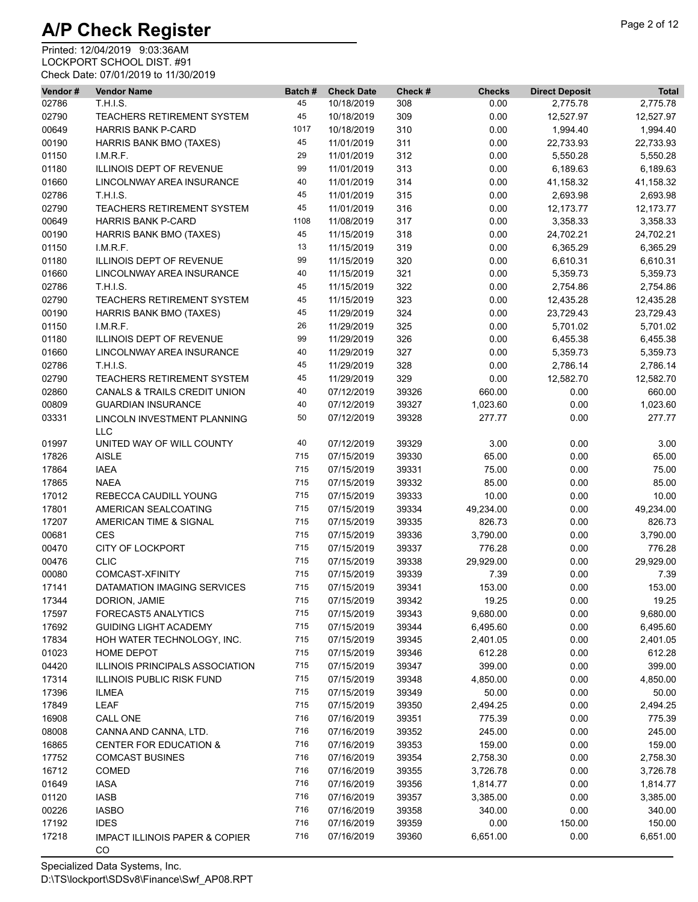# A/P Check Register

Printed: 12/04/2019 9:03:36AM
LOCKPORT SCHOOL DIST. #91
Check Date: 07/01/2019 to 11/30/2019

| Vendor # | Vendor Name | Batch # | Check Date | Check # | Checks | Direct Deposit | Total |
|---|---|---|---|---|---|---|---|
| 02786 | T.H.I.S. | 45 | 10/18/2019 | 308 | 0.00 | 2,775.78 | 2,775.78 |
| 02790 | TEACHERS RETIREMENT SYSTEM | 45 | 10/18/2019 | 309 | 0.00 | 12,527.97 | 12,527.97 |
| 00649 | HARRIS BANK P-CARD | 1017 | 10/18/2019 | 310 | 0.00 | 1,994.40 | 1,994.40 |
| 00190 | HARRIS BANK BMO (TAXES) | 45 | 11/01/2019 | 311 | 0.00 | 22,733.93 | 22,733.93 |
| 01150 | I.M.R.F. | 29 | 11/01/2019 | 312 | 0.00 | 5,550.28 | 5,550.28 |
| 01180 | ILLINOIS DEPT OF REVENUE | 99 | 11/01/2019 | 313 | 0.00 | 6,189.63 | 6,189.63 |
| 01660 | LINCOLNWAY AREA INSURANCE | 40 | 11/01/2019 | 314 | 0.00 | 41,158.32 | 41,158.32 |
| 02786 | T.H.I.S. | 45 | 11/01/2019 | 315 | 0.00 | 2,693.98 | 2,693.98 |
| 02790 | TEACHERS RETIREMENT SYSTEM | 45 | 11/01/2019 | 316 | 0.00 | 12,173.77 | 12,173.77 |
| 00649 | HARRIS BANK P-CARD | 1108 | 11/08/2019 | 317 | 0.00 | 3,358.33 | 3,358.33 |
| 00190 | HARRIS BANK BMO (TAXES) | 45 | 11/15/2019 | 318 | 0.00 | 24,702.21 | 24,702.21 |
| 01150 | I.M.R.F. | 13 | 11/15/2019 | 319 | 0.00 | 6,365.29 | 6,365.29 |
| 01180 | ILLINOIS DEPT OF REVENUE | 99 | 11/15/2019 | 320 | 0.00 | 6,610.31 | 6,610.31 |
| 01660 | LINCOLNWAY AREA INSURANCE | 40 | 11/15/2019 | 321 | 0.00 | 5,359.73 | 5,359.73 |
| 02786 | T.H.I.S. | 45 | 11/15/2019 | 322 | 0.00 | 2,754.86 | 2,754.86 |
| 02790 | TEACHERS RETIREMENT SYSTEM | 45 | 11/15/2019 | 323 | 0.00 | 12,435.28 | 12,435.28 |
| 00190 | HARRIS BANK BMO (TAXES) | 45 | 11/29/2019 | 324 | 0.00 | 23,729.43 | 23,729.43 |
| 01150 | I.M.R.F. | 26 | 11/29/2019 | 325 | 0.00 | 5,701.02 | 5,701.02 |
| 01180 | ILLINOIS DEPT OF REVENUE | 99 | 11/29/2019 | 326 | 0.00 | 6,455.38 | 6,455.38 |
| 01660 | LINCOLNWAY AREA INSURANCE | 40 | 11/29/2019 | 327 | 0.00 | 5,359.73 | 5,359.73 |
| 02786 | T.H.I.S. | 45 | 11/29/2019 | 328 | 0.00 | 2,786.14 | 2,786.14 |
| 02790 | TEACHERS RETIREMENT SYSTEM | 45 | 11/29/2019 | 329 | 0.00 | 12,582.70 | 12,582.70 |
| 02860 | CANALS & TRAILS CREDIT UNION | 40 | 07/12/2019 | 39326 | 660.00 | 0.00 | 660.00 |
| 00809 | GUARDIAN INSURANCE | 40 | 07/12/2019 | 39327 | 1,023.60 | 0.00 | 1,023.60 |
| 03331 | LINCOLN INVESTMENT PLANNING LLC | 50 | 07/12/2019 | 39328 | 277.77 | 0.00 | 277.77 |
| 01997 | UNITED WAY OF WILL COUNTY | 40 | 07/12/2019 | 39329 | 3.00 | 0.00 | 3.00 |
| 17826 | AISLE | 715 | 07/15/2019 | 39330 | 65.00 | 0.00 | 65.00 |
| 17864 | IAEA | 715 | 07/15/2019 | 39331 | 75.00 | 0.00 | 75.00 |
| 17865 | NAEA | 715 | 07/15/2019 | 39332 | 85.00 | 0.00 | 85.00 |
| 17012 | REBECCA CAUDILL YOUNG | 715 | 07/15/2019 | 39333 | 10.00 | 0.00 | 10.00 |
| 17801 | AMERICAN SEALCOATING | 715 | 07/15/2019 | 39334 | 49,234.00 | 0.00 | 49,234.00 |
| 17207 | AMERICAN TIME & SIGNAL | 715 | 07/15/2019 | 39335 | 826.73 | 0.00 | 826.73 |
| 00681 | CES | 715 | 07/15/2019 | 39336 | 3,790.00 | 0.00 | 3,790.00 |
| 00470 | CITY OF LOCKPORT | 715 | 07/15/2019 | 39337 | 776.28 | 0.00 | 776.28 |
| 00476 | CLIC | 715 | 07/15/2019 | 39338 | 29,929.00 | 0.00 | 29,929.00 |
| 00080 | COMCAST-XFINITY | 715 | 07/15/2019 | 39339 | 7.39 | 0.00 | 7.39 |
| 17141 | DATAMATION IMAGING SERVICES | 715 | 07/15/2019 | 39341 | 153.00 | 0.00 | 153.00 |
| 17344 | DORION, JAMIE | 715 | 07/15/2019 | 39342 | 19.25 | 0.00 | 19.25 |
| 17597 | FORECAST5 ANALYTICS | 715 | 07/15/2019 | 39343 | 9,680.00 | 0.00 | 9,680.00 |
| 17692 | GUIDING LIGHT ACADEMY | 715 | 07/15/2019 | 39344 | 6,495.60 | 0.00 | 6,495.60 |
| 17834 | HOH WATER TECHNOLOGY, INC. | 715 | 07/15/2019 | 39345 | 2,401.05 | 0.00 | 2,401.05 |
| 01023 | HOME DEPOT | 715 | 07/15/2019 | 39346 | 612.28 | 0.00 | 612.28 |
| 04420 | ILLINOIS PRINCIPALS ASSOCIATION | 715 | 07/15/2019 | 39347 | 399.00 | 0.00 | 399.00 |
| 17314 | ILLINOIS PUBLIC RISK FUND | 715 | 07/15/2019 | 39348 | 4,850.00 | 0.00 | 4,850.00 |
| 17396 | ILMEA | 715 | 07/15/2019 | 39349 | 50.00 | 0.00 | 50.00 |
| 17849 | LEAF | 715 | 07/15/2019 | 39350 | 2,494.25 | 0.00 | 2,494.25 |
| 16908 | CALL ONE | 716 | 07/16/2019 | 39351 | 775.39 | 0.00 | 775.39 |
| 08008 | CANNA AND CANNA, LTD. | 716 | 07/16/2019 | 39352 | 245.00 | 0.00 | 245.00 |
| 16865 | CENTER FOR EDUCATION & | 716 | 07/16/2019 | 39353 | 159.00 | 0.00 | 159.00 |
| 17752 | COMCAST BUSINES | 716 | 07/16/2019 | 39354 | 2,758.30 | 0.00 | 2,758.30 |
| 16712 | COMED | 716 | 07/16/2019 | 39355 | 3,726.78 | 0.00 | 3,726.78 |
| 01649 | IASA | 716 | 07/16/2019 | 39356 | 1,814.77 | 0.00 | 1,814.77 |
| 01120 | IASB | 716 | 07/16/2019 | 39357 | 3,385.00 | 0.00 | 3,385.00 |
| 00226 | IASBO | 716 | 07/16/2019 | 39358 | 340.00 | 0.00 | 340.00 |
| 17192 | IDES | 716 | 07/16/2019 | 39359 | 0.00 | 150.00 | 150.00 |
| 17218 | IMPACT ILLINOIS PAPER & COPIER CO | 716 | 07/16/2019 | 39360 | 6,651.00 | 0.00 | 6,651.00 |

Specialized Data Systems, Inc.
D:\TS\lockport\SDSv8\Finance\Swf_AP08.RPT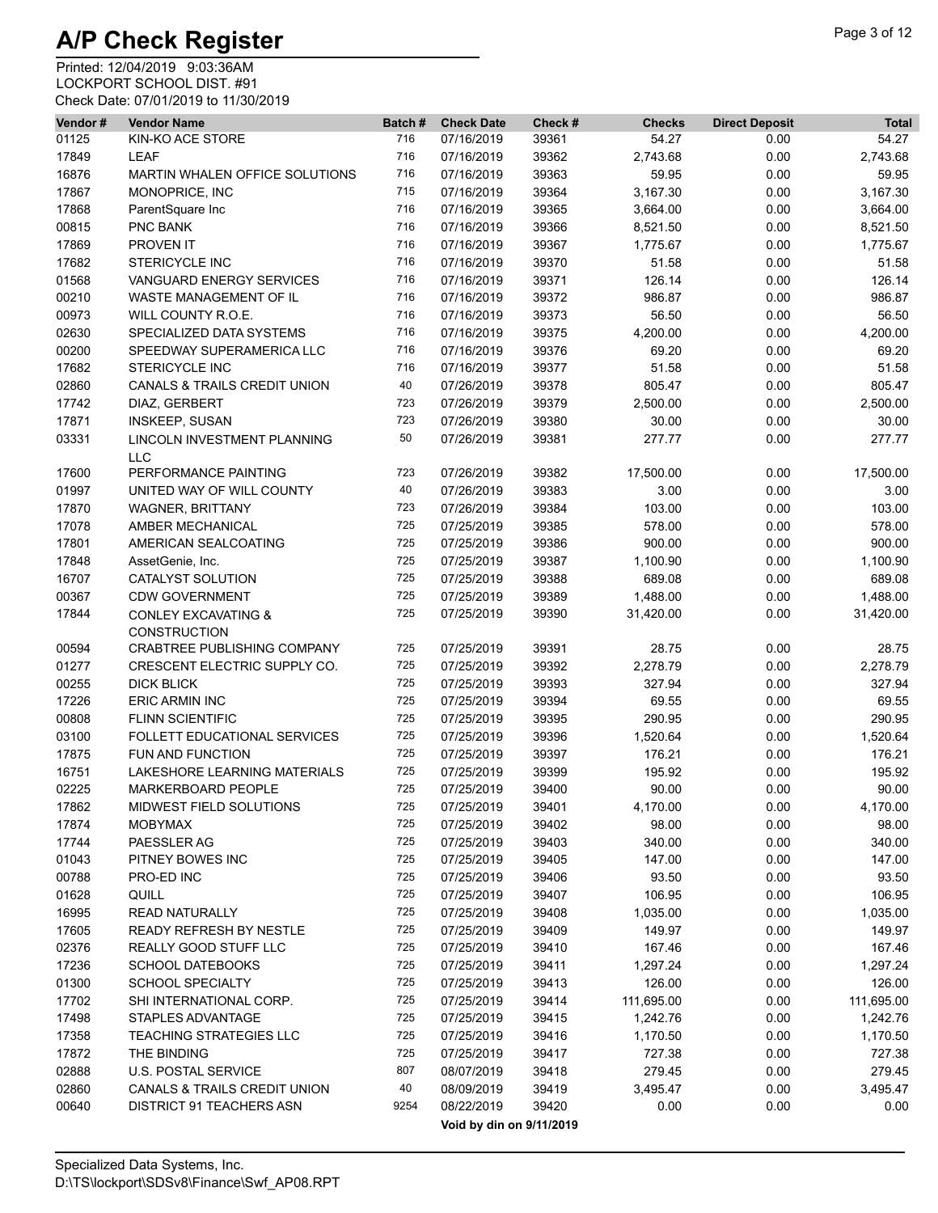# A/P Check Register

Printed: 12/04/2019 9:03:36AM
LOCKPORT SCHOOL DIST. #91
Check Date: 07/01/2019 to 11/30/2019

| Vendor # | Vendor Name | Batch # | Check Date | Check # | Checks | Direct Deposit | Total |
|---|---|---|---|---|---|---|---|
| 01125 | KIN-KO ACE STORE | 716 | 07/16/2019 | 39361 | 54.27 | 0.00 | 54.27 |
| 17849 | LEAF | 716 | 07/16/2019 | 39362 | 2,743.68 | 0.00 | 2,743.68 |
| 16876 | MARTIN WHALEN OFFICE SOLUTIONS | 716 | 07/16/2019 | 39363 | 59.95 | 0.00 | 59.95 |
| 17867 | MONOPRICE, INC | 715 | 07/16/2019 | 39364 | 3,167.30 | 0.00 | 3,167.30 |
| 17868 | ParentSquare Inc | 716 | 07/16/2019 | 39365 | 3,664.00 | 0.00 | 3,664.00 |
| 00815 | PNC BANK | 716 | 07/16/2019 | 39366 | 8,521.50 | 0.00 | 8,521.50 |
| 17869 | PROVEN IT | 716 | 07/16/2019 | 39367 | 1,775.67 | 0.00 | 1,775.67 |
| 17682 | STERICYCLE INC | 716 | 07/16/2019 | 39370 | 51.58 | 0.00 | 51.58 |
| 01568 | VANGUARD ENERGY SERVICES | 716 | 07/16/2019 | 39371 | 126.14 | 0.00 | 126.14 |
| 00210 | WASTE MANAGEMENT OF IL | 716 | 07/16/2019 | 39372 | 986.87 | 0.00 | 986.87 |
| 00973 | WILL COUNTY R.O.E. | 716 | 07/16/2019 | 39373 | 56.50 | 0.00 | 56.50 |
| 02630 | SPECIALIZED DATA SYSTEMS | 716 | 07/16/2019 | 39375 | 4,200.00 | 0.00 | 4,200.00 |
| 00200 | SPEEDWAY SUPERAMERICA LLC | 716 | 07/16/2019 | 39376 | 69.20 | 0.00 | 69.20 |
| 17682 | STERICYCLE INC | 716 | 07/16/2019 | 39377 | 51.58 | 0.00 | 51.58 |
| 02860 | CANALS & TRAILS CREDIT UNION | 40 | 07/26/2019 | 39378 | 805.47 | 0.00 | 805.47 |
| 17742 | DIAZ, GERBERT | 723 | 07/26/2019 | 39379 | 2,500.00 | 0.00 | 2,500.00 |
| 17871 | INSKEEP, SUSAN | 723 | 07/26/2019 | 39380 | 30.00 | 0.00 | 30.00 |
| 03331 | LINCOLN INVESTMENT PLANNING LLC | 50 | 07/26/2019 | 39381 | 277.77 | 0.00 | 277.77 |
| 17600 | PERFORMANCE PAINTING | 723 | 07/26/2019 | 39382 | 17,500.00 | 0.00 | 17,500.00 |
| 01997 | UNITED WAY OF WILL COUNTY | 40 | 07/26/2019 | 39383 | 3.00 | 0.00 | 3.00 |
| 17870 | WAGNER, BRITTANY | 723 | 07/26/2019 | 39384 | 103.00 | 0.00 | 103.00 |
| 17078 | AMBER MECHANICAL | 725 | 07/25/2019 | 39385 | 578.00 | 0.00 | 578.00 |
| 17801 | AMERICAN SEALCOATING | 725 | 07/25/2019 | 39386 | 900.00 | 0.00 | 900.00 |
| 17848 | AssetGenie, Inc. | 725 | 07/25/2019 | 39387 | 1,100.90 | 0.00 | 1,100.90 |
| 16707 | CATALYST SOLUTION | 725 | 07/25/2019 | 39388 | 689.08 | 0.00 | 689.08 |
| 00367 | CDW GOVERNMENT | 725 | 07/25/2019 | 39389 | 1,488.00 | 0.00 | 1,488.00 |
| 17844 | CONLEY EXCAVATING & CONSTRUCTION | 725 | 07/25/2019 | 39390 | 31,420.00 | 0.00 | 31,420.00 |
| 00594 | CRABTREE PUBLISHING COMPANY | 725 | 07/25/2019 | 39391 | 28.75 | 0.00 | 28.75 |
| 01277 | CRESCENT ELECTRIC SUPPLY CO. | 725 | 07/25/2019 | 39392 | 2,278.79 | 0.00 | 2,278.79 |
| 00255 | DICK BLICK | 725 | 07/25/2019 | 39393 | 327.94 | 0.00 | 327.94 |
| 17226 | ERIC ARMIN INC | 725 | 07/25/2019 | 39394 | 69.55 | 0.00 | 69.55 |
| 00808 | FLINN SCIENTIFIC | 725 | 07/25/2019 | 39395 | 290.95 | 0.00 | 290.95 |
| 03100 | FOLLETT EDUCATIONAL SERVICES | 725 | 07/25/2019 | 39396 | 1,520.64 | 0.00 | 1,520.64 |
| 17875 | FUN AND FUNCTION | 725 | 07/25/2019 | 39397 | 176.21 | 0.00 | 176.21 |
| 16751 | LAKESHORE LEARNING MATERIALS | 725 | 07/25/2019 | 39399 | 195.92 | 0.00 | 195.92 |
| 02225 | MARKERBOARD PEOPLE | 725 | 07/25/2019 | 39400 | 90.00 | 0.00 | 90.00 |
| 17862 | MIDWEST FIELD SOLUTIONS | 725 | 07/25/2019 | 39401 | 4,170.00 | 0.00 | 4,170.00 |
| 17874 | MOBYMAX | 725 | 07/25/2019 | 39402 | 98.00 | 0.00 | 98.00 |
| 17744 | PAESSLER AG | 725 | 07/25/2019 | 39403 | 340.00 | 0.00 | 340.00 |
| 01043 | PITNEY BOWES INC | 725 | 07/25/2019 | 39405 | 147.00 | 0.00 | 147.00 |
| 00788 | PRO-ED INC | 725 | 07/25/2019 | 39406 | 93.50 | 0.00 | 93.50 |
| 01628 | QUILL | 725 | 07/25/2019 | 39407 | 106.95 | 0.00 | 106.95 |
| 16995 | READ NATURALLY | 725 | 07/25/2019 | 39408 | 1,035.00 | 0.00 | 1,035.00 |
| 17605 | READY REFRESH BY NESTLE | 725 | 07/25/2019 | 39409 | 149.97 | 0.00 | 149.97 |
| 02376 | REALLY GOOD STUFF LLC | 725 | 07/25/2019 | 39410 | 167.46 | 0.00 | 167.46 |
| 17236 | SCHOOL DATEBOOKS | 725 | 07/25/2019 | 39411 | 1,297.24 | 0.00 | 1,297.24 |
| 01300 | SCHOOL SPECIALTY | 725 | 07/25/2019 | 39413 | 126.00 | 0.00 | 126.00 |
| 17702 | SHI INTERNATIONAL CORP. | 725 | 07/25/2019 | 39414 | 111,695.00 | 0.00 | 111,695.00 |
| 17498 | STAPLES ADVANTAGE | 725 | 07/25/2019 | 39415 | 1,242.76 | 0.00 | 1,242.76 |
| 17358 | TEACHING STRATEGIES LLC | 725 | 07/25/2019 | 39416 | 1,170.50 | 0.00 | 1,170.50 |
| 17872 | THE BINDING | 725 | 07/25/2019 | 39417 | 727.38 | 0.00 | 727.38 |
| 02888 | U.S. POSTAL SERVICE | 807 | 08/07/2019 | 39418 | 279.45 | 0.00 | 279.45 |
| 02860 | CANALS & TRAILS CREDIT UNION | 40 | 08/09/2019 | 39419 | 3,495.47 | 0.00 | 3,495.47 |
| 00640 | DISTRICT 91 TEACHERS ASN | 9254 | 08/22/2019 | 39420 | 0.00 | 0.00 | 0.00 |
| | | | **Void by din on 9/11/2019** | | | | |

Specialized Data Systems, Inc.
D:\TS\lockport\SDSv8\Finance\Swf_AP08.RPT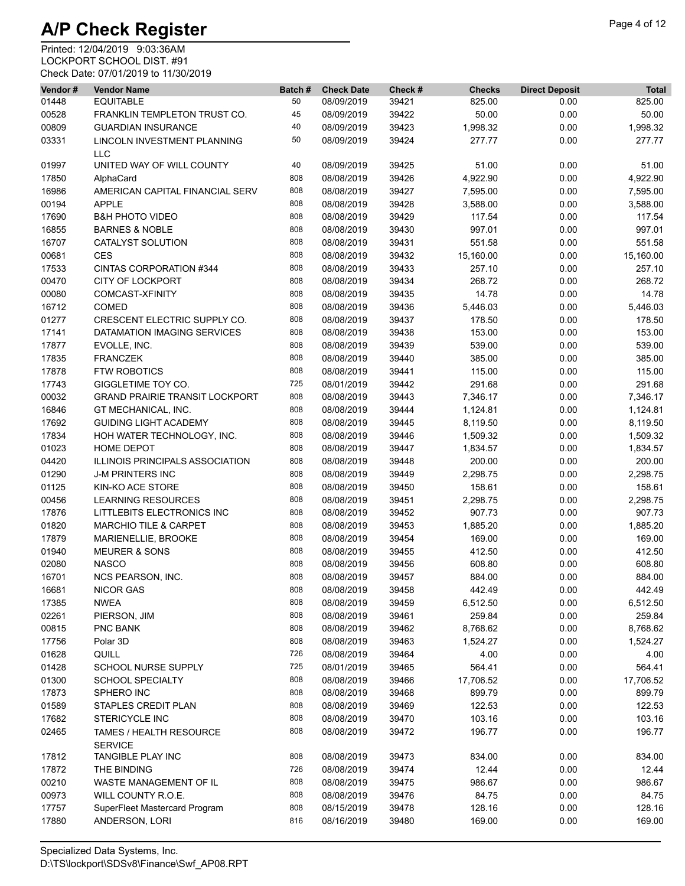# A/P Check Register

Printed: 12/04/2019 9:03:36AM
LOCKPORT SCHOOL DIST. #91
Check Date: 07/01/2019 to 11/30/2019

| Vendor # | Vendor Name | Batch # | Check Date | Check # | Checks | Direct Deposit | Total |
|---|---|---|---|---|---|---|---|
| 01448 | EQUITABLE | 50 | 08/09/2019 | 39421 | 825.00 | 0.00 | 825.00 |
| 00528 | FRANKLIN TEMPLETON TRUST CO. | 45 | 08/09/2019 | 39422 | 50.00 | 0.00 | 50.00 |
| 00809 | GUARDIAN INSURANCE | 40 | 08/09/2019 | 39423 | 1,998.32 | 0.00 | 1,998.32 |
| 03331 | LINCOLN INVESTMENT PLANNING LLC | 50 | 08/09/2019 | 39424 | 277.77 | 0.00 | 277.77 |
| 01997 | UNITED WAY OF WILL COUNTY | 40 | 08/09/2019 | 39425 | 51.00 | 0.00 | 51.00 |
| 17850 | AlphaCard | 808 | 08/08/2019 | 39426 | 4,922.90 | 0.00 | 4,922.90 |
| 16986 | AMERICAN CAPITAL FINANCIAL SERV | 808 | 08/08/2019 | 39427 | 7,595.00 | 0.00 | 7,595.00 |
| 00194 | APPLE | 808 | 08/08/2019 | 39428 | 3,588.00 | 0.00 | 3,588.00 |
| 17690 | B&H PHOTO VIDEO | 808 | 08/08/2019 | 39429 | 117.54 | 0.00 | 117.54 |
| 16855 | BARNES & NOBLE | 808 | 08/08/2019 | 39430 | 997.01 | 0.00 | 997.01 |
| 16707 | CATALYST SOLUTION | 808 | 08/08/2019 | 39431 | 551.58 | 0.00 | 551.58 |
| 00681 | CES | 808 | 08/08/2019 | 39432 | 15,160.00 | 0.00 | 15,160.00 |
| 17533 | CINTAS CORPORATION #344 | 808 | 08/08/2019 | 39433 | 257.10 | 0.00 | 257.10 |
| 00470 | CITY OF LOCKPORT | 808 | 08/08/2019 | 39434 | 268.72 | 0.00 | 268.72 |
| 00080 | COMCAST-XFINITY | 808 | 08/08/2019 | 39435 | 14.78 | 0.00 | 14.78 |
| 16712 | COMED | 808 | 08/08/2019 | 39436 | 5,446.03 | 0.00 | 5,446.03 |
| 01277 | CRESCENT ELECTRIC SUPPLY CO. | 808 | 08/08/2019 | 39437 | 178.50 | 0.00 | 178.50 |
| 17141 | DATAMATION IMAGING SERVICES | 808 | 08/08/2019 | 39438 | 153.00 | 0.00 | 153.00 |
| 17877 | EVOLLE, INC. | 808 | 08/08/2019 | 39439 | 539.00 | 0.00 | 539.00 |
| 17835 | FRANCZEK | 808 | 08/08/2019 | 39440 | 385.00 | 0.00 | 385.00 |
| 17878 | FTW ROBOTICS | 808 | 08/08/2019 | 39441 | 115.00 | 0.00 | 115.00 |
| 17743 | GIGGLETIME TOY CO. | 725 | 08/01/2019 | 39442 | 291.68 | 0.00 | 291.68 |
| 00032 | GRAND PRAIRIE TRANSIT LOCKPORT | 808 | 08/08/2019 | 39443 | 7,346.17 | 0.00 | 7,346.17 |
| 16846 | GT MECHANICAL, INC. | 808 | 08/08/2019 | 39444 | 1,124.81 | 0.00 | 1,124.81 |
| 17692 | GUIDING LIGHT ACADEMY | 808 | 08/08/2019 | 39445 | 8,119.50 | 0.00 | 8,119.50 |
| 17834 | HOH WATER TECHNOLOGY, INC. | 808 | 08/08/2019 | 39446 | 1,509.32 | 0.00 | 1,509.32 |
| 01023 | HOME DEPOT | 808 | 08/08/2019 | 39447 | 1,834.57 | 0.00 | 1,834.57 |
| 04420 | ILLINOIS PRINCIPALS ASSOCIATION | 808 | 08/08/2019 | 39448 | 200.00 | 0.00 | 200.00 |
| 01290 | J-M PRINTERS INC | 808 | 08/08/2019 | 39449 | 2,298.75 | 0.00 | 2,298.75 |
| 01125 | KIN-KO ACE STORE | 808 | 08/08/2019 | 39450 | 158.61 | 0.00 | 158.61 |
| 00456 | LEARNING RESOURCES | 808 | 08/08/2019 | 39451 | 2,298.75 | 0.00 | 2,298.75 |
| 17876 | LITTLEBITS ELECTRONICS INC | 808 | 08/08/2019 | 39452 | 907.73 | 0.00 | 907.73 |
| 01820 | MARCHIO TILE & CARPET | 808 | 08/08/2019 | 39453 | 1,885.20 | 0.00 | 1,885.20 |
| 17879 | MARIENELLIE, BROOKE | 808 | 08/08/2019 | 39454 | 169.00 | 0.00 | 169.00 |
| 01940 | MEURER & SONS | 808 | 08/08/2019 | 39455 | 412.50 | 0.00 | 412.50 |
| 02080 | NASCO | 808 | 08/08/2019 | 39456 | 608.80 | 0.00 | 608.80 |
| 16701 | NCS PEARSON, INC. | 808 | 08/08/2019 | 39457 | 884.00 | 0.00 | 884.00 |
| 16681 | NICOR GAS | 808 | 08/08/2019 | 39458 | 442.49 | 0.00 | 442.49 |
| 17385 | NWEA | 808 | 08/08/2019 | 39459 | 6,512.50 | 0.00 | 6,512.50 |
| 02261 | PIERSON, JIM | 808 | 08/08/2019 | 39461 | 259.84 | 0.00 | 259.84 |
| 00815 | PNC BANK | 808 | 08/08/2019 | 39462 | 8,768.62 | 0.00 | 8,768.62 |
| 17756 | Polar 3D | 808 | 08/08/2019 | 39463 | 1,524.27 | 0.00 | 1,524.27 |
| 01628 | QUILL | 726 | 08/08/2019 | 39464 | 4.00 | 0.00 | 4.00 |
| 01428 | SCHOOL NURSE SUPPLY | 725 | 08/01/2019 | 39465 | 564.41 | 0.00 | 564.41 |
| 01300 | SCHOOL SPECIALTY | 808 | 08/08/2019 | 39466 | 17,706.52 | 0.00 | 17,706.52 |
| 17873 | SPHERO INC | 808 | 08/08/2019 | 39468 | 899.79 | 0.00 | 899.79 |
| 01589 | STAPLES CREDIT PLAN | 808 | 08/08/2019 | 39469 | 122.53 | 0.00 | 122.53 |
| 17682 | STERICYCLE INC | 808 | 08/08/2019 | 39470 | 103.16 | 0.00 | 103.16 |
| 02465 | TAMES / HEALTH RESOURCE SERVICE | 808 | 08/08/2019 | 39472 | 196.77 | 0.00 | 196.77 |
| 17812 | TANGIBLE PLAY INC | 808 | 08/08/2019 | 39473 | 834.00 | 0.00 | 834.00 |
| 17872 | THE BINDING | 726 | 08/08/2019 | 39474 | 12.44 | 0.00 | 12.44 |
| 00210 | WASTE MANAGEMENT OF IL | 808 | 08/08/2019 | 39475 | 986.67 | 0.00 | 986.67 |
| 00973 | WILL COUNTY R.O.E. | 808 | 08/08/2019 | 39476 | 84.75 | 0.00 | 84.75 |
| 17757 | SuperFleet Mastercard Program | 808 | 08/15/2019 | 39478 | 128.16 | 0.00 | 128.16 |
| 17880 | ANDERSON, LORI | 816 | 08/16/2019 | 39480 | 169.00 | 0.00 | 169.00 |

Specialized Data Systems, Inc.
D:\TS\lockport\SDSv8\Finance\Swf_AP08.RPT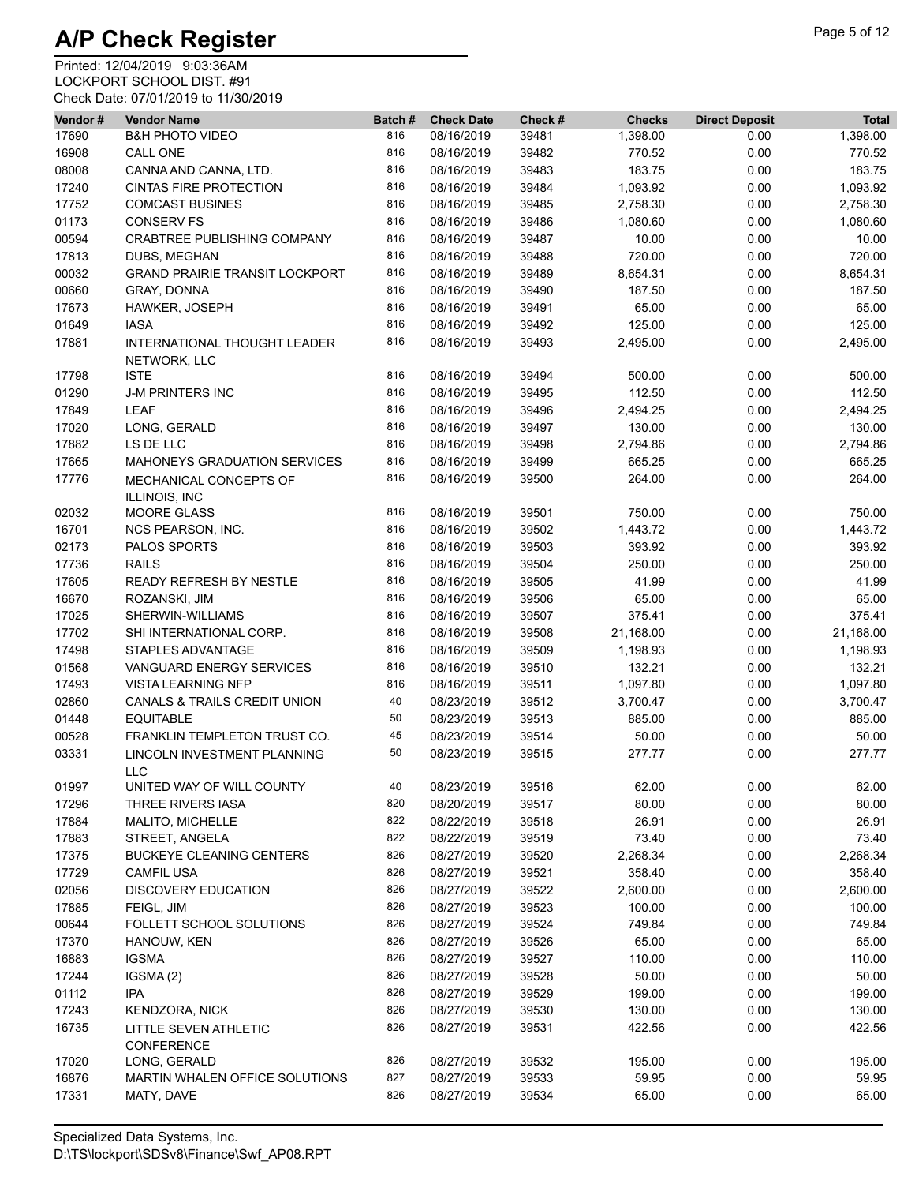# A/P Check Register

Printed: 12/04/2019 9:03:36AM
LOCKPORT SCHOOL DIST. #91
Check Date: 07/01/2019 to 11/30/2019

| Vendor # | Vendor Name | Batch # | Check Date | Check # | Checks | Direct Deposit | Total |
|---|---|---|---|---|---|---|---|
| 17690 | B&H PHOTO VIDEO | 816 | 08/16/2019 | 39481 | 1,398.00 | 0.00 | 1,398.00 |
| 16908 | CALL ONE | 816 | 08/16/2019 | 39482 | 770.52 | 0.00 | 770.52 |
| 08008 | CANNA AND CANNA, LTD. | 816 | 08/16/2019 | 39483 | 183.75 | 0.00 | 183.75 |
| 17240 | CINTAS FIRE PROTECTION | 816 | 08/16/2019 | 39484 | 1,093.92 | 0.00 | 1,093.92 |
| 17752 | COMCAST BUSINES | 816 | 08/16/2019 | 39485 | 2,758.30 | 0.00 | 2,758.30 |
| 01173 | CONSERV FS | 816 | 08/16/2019 | 39486 | 1,080.60 | 0.00 | 1,080.60 |
| 00594 | CRABTREE PUBLISHING COMPANY | 816 | 08/16/2019 | 39487 | 10.00 | 0.00 | 10.00 |
| 17813 | DUBS, MEGHAN | 816 | 08/16/2019 | 39488 | 720.00 | 0.00 | 720.00 |
| 00032 | GRAND PRAIRIE TRANSIT LOCKPORT | 816 | 08/16/2019 | 39489 | 8,654.31 | 0.00 | 8,654.31 |
| 00660 | GRAY, DONNA | 816 | 08/16/2019 | 39490 | 187.50 | 0.00 | 187.50 |
| 17673 | HAWKER, JOSEPH | 816 | 08/16/2019 | 39491 | 65.00 | 0.00 | 65.00 |
| 01649 | IASA | 816 | 08/16/2019 | 39492 | 125.00 | 0.00 | 125.00 |
| 17881 | INTERNATIONAL THOUGHT LEADER NETWORK, LLC | 816 | 08/16/2019 | 39493 | 2,495.00 | 0.00 | 2,495.00 |
| 17798 | ISTE | 816 | 08/16/2019 | 39494 | 500.00 | 0.00 | 500.00 |
| 01290 | J-M PRINTERS INC | 816 | 08/16/2019 | 39495 | 112.50 | 0.00 | 112.50 |
| 17849 | LEAF | 816 | 08/16/2019 | 39496 | 2,494.25 | 0.00 | 2,494.25 |
| 17020 | LONG, GERALD | 816 | 08/16/2019 | 39497 | 130.00 | 0.00 | 130.00 |
| 17882 | LS DE LLC | 816 | 08/16/2019 | 39498 | 2,794.86 | 0.00 | 2,794.86 |
| 17665 | MAHONEYS GRADUATION SERVICES | 816 | 08/16/2019 | 39499 | 665.25 | 0.00 | 665.25 |
| 17776 | MECHANICAL CONCEPTS OF ILLINOIS, INC | 816 | 08/16/2019 | 39500 | 264.00 | 0.00 | 264.00 |
| 02032 | MOORE GLASS | 816 | 08/16/2019 | 39501 | 750.00 | 0.00 | 750.00 |
| 16701 | NCS PEARSON, INC. | 816 | 08/16/2019 | 39502 | 1,443.72 | 0.00 | 1,443.72 |
| 02173 | PALOS SPORTS | 816 | 08/16/2019 | 39503 | 393.92 | 0.00 | 393.92 |
| 17736 | RAILS | 816 | 08/16/2019 | 39504 | 250.00 | 0.00 | 250.00 |
| 17605 | READY REFRESH BY NESTLE | 816 | 08/16/2019 | 39505 | 41.99 | 0.00 | 41.99 |
| 16670 | ROZANSKI, JIM | 816 | 08/16/2019 | 39506 | 65.00 | 0.00 | 65.00 |
| 17025 | SHERWIN-WILLIAMS | 816 | 08/16/2019 | 39507 | 375.41 | 0.00 | 375.41 |
| 17702 | SHI INTERNATIONAL CORP. | 816 | 08/16/2019 | 39508 | 21,168.00 | 0.00 | 21,168.00 |
| 17498 | STAPLES ADVANTAGE | 816 | 08/16/2019 | 39509 | 1,198.93 | 0.00 | 1,198.93 |
| 01568 | VANGUARD ENERGY SERVICES | 816 | 08/16/2019 | 39510 | 132.21 | 0.00 | 132.21 |
| 17493 | VISTA LEARNING NFP | 816 | 08/16/2019 | 39511 | 1,097.80 | 0.00 | 1,097.80 |
| 02860 | CANALS & TRAILS CREDIT UNION | 40 | 08/23/2019 | 39512 | 3,700.47 | 0.00 | 3,700.47 |
| 01448 | EQUITABLE | 50 | 08/23/2019 | 39513 | 885.00 | 0.00 | 885.00 |
| 00528 | FRANKLIN TEMPLETON TRUST CO. | 45 | 08/23/2019 | 39514 | 50.00 | 0.00 | 50.00 |
| 03331 | LINCOLN INVESTMENT PLANNING LLC | 50 | 08/23/2019 | 39515 | 277.77 | 0.00 | 277.77 |
| 01997 | UNITED WAY OF WILL COUNTY | 40 | 08/23/2019 | 39516 | 62.00 | 0.00 | 62.00 |
| 17296 | THREE RIVERS IASA | 820 | 08/20/2019 | 39517 | 80.00 | 0.00 | 80.00 |
| 17884 | MALITO, MICHELLE | 822 | 08/22/2019 | 39518 | 26.91 | 0.00 | 26.91 |
| 17883 | STREET, ANGELA | 822 | 08/22/2019 | 39519 | 73.40 | 0.00 | 73.40 |
| 17375 | BUCKEYE CLEANING CENTERS | 826 | 08/27/2019 | 39520 | 2,268.34 | 0.00 | 2,268.34 |
| 17729 | CAMFIL USA | 826 | 08/27/2019 | 39521 | 358.40 | 0.00 | 358.40 |
| 02056 | DISCOVERY EDUCATION | 826 | 08/27/2019 | 39522 | 2,600.00 | 0.00 | 2,600.00 |
| 17885 | FEIGL, JIM | 826 | 08/27/2019 | 39523 | 100.00 | 0.00 | 100.00 |
| 00644 | FOLLETT SCHOOL SOLUTIONS | 826 | 08/27/2019 | 39524 | 749.84 | 0.00 | 749.84 |
| 17370 | HANOUW, KEN | 826 | 08/27/2019 | 39526 | 65.00 | 0.00 | 65.00 |
| 16883 | IGSMA | 826 | 08/27/2019 | 39527 | 110.00 | 0.00 | 110.00 |
| 17244 | IGSMA (2) | 826 | 08/27/2019 | 39528 | 50.00 | 0.00 | 50.00 |
| 01112 | IPA | 826 | 08/27/2019 | 39529 | 199.00 | 0.00 | 199.00 |
| 17243 | KENDZORA, NICK | 826 | 08/27/2019 | 39530 | 130.00 | 0.00 | 130.00 |
| 16735 | LITTLE SEVEN ATHLETIC CONFERENCE | 826 | 08/27/2019 | 39531 | 422.56 | 0.00 | 422.56 |
| 17020 | LONG, GERALD | 826 | 08/27/2019 | 39532 | 195.00 | 0.00 | 195.00 |
| 16876 | MARTIN WHALEN OFFICE SOLUTIONS | 827 | 08/27/2019 | 39533 | 59.95 | 0.00 | 59.95 |
| 17331 | MATY, DAVE | 826 | 08/27/2019 | 39534 | 65.00 | 0.00 | 65.00 |

Specialized Data Systems, Inc.
D:\TS\lockport\SDSv8\Finance\Swf_AP08.RPT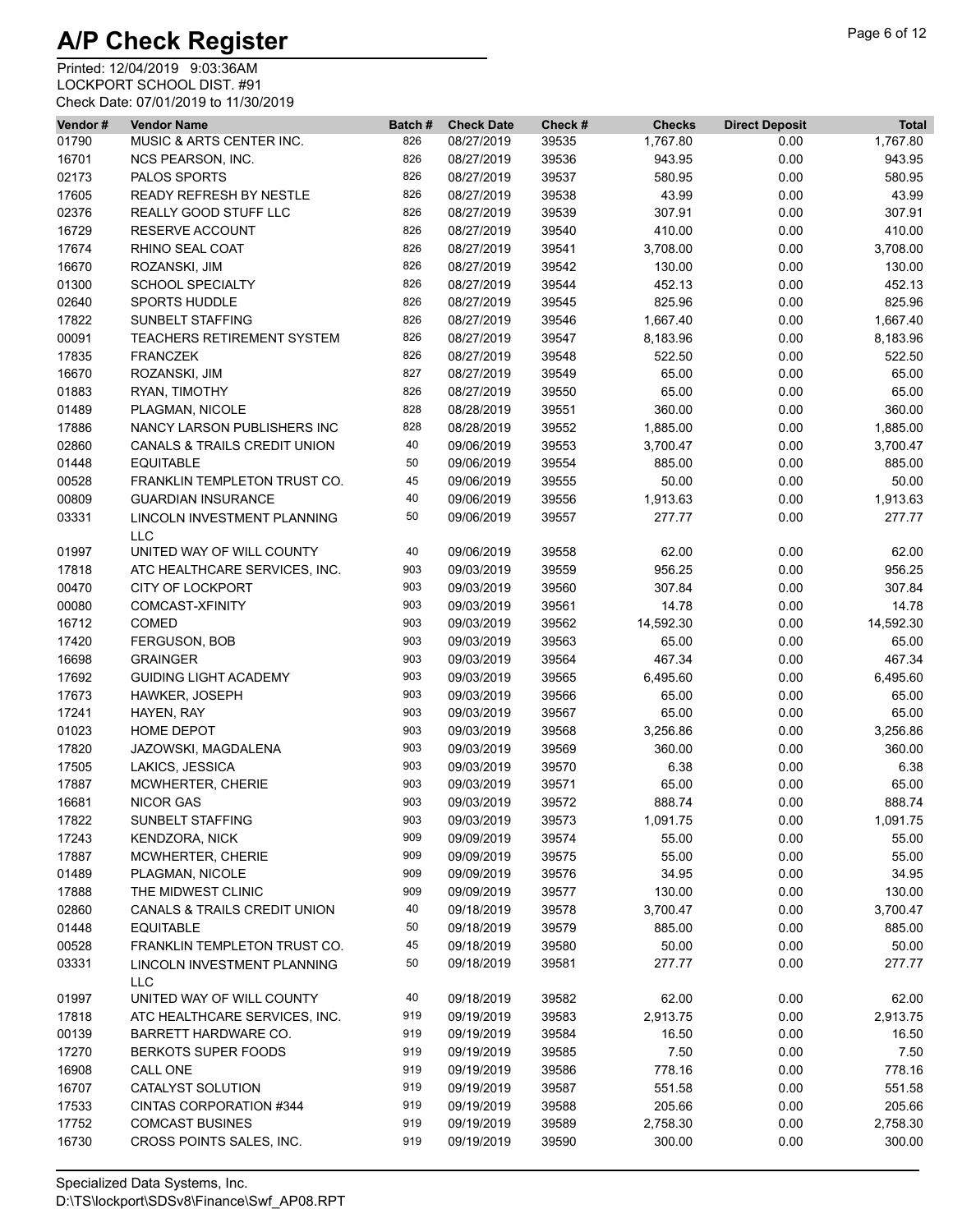# A/P Check Register

Printed: 12/04/2019 9:03:36AM
LOCKPORT SCHOOL DIST. #91
Check Date: 07/01/2019 to 11/30/2019

| Vendor # | Vendor Name | Batch # | Check Date | Check # | Checks | Direct Deposit | Total |
|---|---|---|---|---|---|---|---|
| 01790 | MUSIC & ARTS CENTER INC. | 826 | 08/27/2019 | 39535 | 1,767.80 | 0.00 | 1,767.80 |
| 16701 | NCS PEARSON, INC. | 826 | 08/27/2019 | 39536 | 943.95 | 0.00 | 943.95 |
| 02173 | PALOS SPORTS | 826 | 08/27/2019 | 39537 | 580.95 | 0.00 | 580.95 |
| 17605 | READY REFRESH BY NESTLE | 826 | 08/27/2019 | 39538 | 43.99 | 0.00 | 43.99 |
| 02376 | REALLY GOOD STUFF LLC | 826 | 08/27/2019 | 39539 | 307.91 | 0.00 | 307.91 |
| 16729 | RESERVE ACCOUNT | 826 | 08/27/2019 | 39540 | 410.00 | 0.00 | 410.00 |
| 17674 | RHINO SEAL COAT | 826 | 08/27/2019 | 39541 | 3,708.00 | 0.00 | 3,708.00 |
| 16670 | ROZANSKI, JIM | 826 | 08/27/2019 | 39542 | 130.00 | 0.00 | 130.00 |
| 01300 | SCHOOL SPECIALTY | 826 | 08/27/2019 | 39544 | 452.13 | 0.00 | 452.13 |
| 02640 | SPORTS HUDDLE | 826 | 08/27/2019 | 39545 | 825.96 | 0.00 | 825.96 |
| 17822 | SUNBELT STAFFING | 826 | 08/27/2019 | 39546 | 1,667.40 | 0.00 | 1,667.40 |
| 00091 | TEACHERS RETIREMENT SYSTEM | 826 | 08/27/2019 | 39547 | 8,183.96 | 0.00 | 8,183.96 |
| 17835 | FRANCZEK | 826 | 08/27/2019 | 39548 | 522.50 | 0.00 | 522.50 |
| 16670 | ROZANSKI, JIM | 827 | 08/27/2019 | 39549 | 65.00 | 0.00 | 65.00 |
| 01883 | RYAN, TIMOTHY | 826 | 08/27/2019 | 39550 | 65.00 | 0.00 | 65.00 |
| 01489 | PLAGMAN, NICOLE | 828 | 08/28/2019 | 39551 | 360.00 | 0.00 | 360.00 |
| 17886 | NANCY LARSON PUBLISHERS INC | 828 | 08/28/2019 | 39552 | 1,885.00 | 0.00 | 1,885.00 |
| 02860 | CANALS & TRAILS CREDIT UNION | 40 | 09/06/2019 | 39553 | 3,700.47 | 0.00 | 3,700.47 |
| 01448 | EQUITABLE | 50 | 09/06/2019 | 39554 | 885.00 | 0.00 | 885.00 |
| 00528 | FRANKLIN TEMPLETON TRUST CO. | 45 | 09/06/2019 | 39555 | 50.00 | 0.00 | 50.00 |
| 00809 | GUARDIAN INSURANCE | 40 | 09/06/2019 | 39556 | 1,913.63 | 0.00 | 1,913.63 |
| 03331 | LINCOLN INVESTMENT PLANNING LLC | 50 | 09/06/2019 | 39557 | 277.77 | 0.00 | 277.77 |
| 01997 | UNITED WAY OF WILL COUNTY | 40 | 09/06/2019 | 39558 | 62.00 | 0.00 | 62.00 |
| 17818 | ATC HEALTHCARE SERVICES, INC. | 903 | 09/03/2019 | 39559 | 956.25 | 0.00 | 956.25 |
| 00470 | CITY OF LOCKPORT | 903 | 09/03/2019 | 39560 | 307.84 | 0.00 | 307.84 |
| 00080 | COMCAST-XFINITY | 903 | 09/03/2019 | 39561 | 14.78 | 0.00 | 14.78 |
| 16712 | COMED | 903 | 09/03/2019 | 39562 | 14,592.30 | 0.00 | 14,592.30 |
| 17420 | FERGUSON, BOB | 903 | 09/03/2019 | 39563 | 65.00 | 0.00 | 65.00 |
| 16698 | GRAINGER | 903 | 09/03/2019 | 39564 | 467.34 | 0.00 | 467.34 |
| 17692 | GUIDING LIGHT ACADEMY | 903 | 09/03/2019 | 39565 | 6,495.60 | 0.00 | 6,495.60 |
| 17673 | HAWKER, JOSEPH | 903 | 09/03/2019 | 39566 | 65.00 | 0.00 | 65.00 |
| 17241 | HAYEN, RAY | 903 | 09/03/2019 | 39567 | 65.00 | 0.00 | 65.00 |
| 01023 | HOME DEPOT | 903 | 09/03/2019 | 39568 | 3,256.86 | 0.00 | 3,256.86 |
| 17820 | JAZOWSKI, MAGDALENA | 903 | 09/03/2019 | 39569 | 360.00 | 0.00 | 360.00 |
| 17505 | LAKICS, JESSICA | 903 | 09/03/2019 | 39570 | 6.38 | 0.00 | 6.38 |
| 17887 | MCWHERTER, CHERIE | 903 | 09/03/2019 | 39571 | 65.00 | 0.00 | 65.00 |
| 16681 | NICOR GAS | 903 | 09/03/2019 | 39572 | 888.74 | 0.00 | 888.74 |
| 17822 | SUNBELT STAFFING | 903 | 09/03/2019 | 39573 | 1,091.75 | 0.00 | 1,091.75 |
| 17243 | KENDZORA, NICK | 909 | 09/09/2019 | 39574 | 55.00 | 0.00 | 55.00 |
| 17887 | MCWHERTER, CHERIE | 909 | 09/09/2019 | 39575 | 55.00 | 0.00 | 55.00 |
| 01489 | PLAGMAN, NICOLE | 909 | 09/09/2019 | 39576 | 34.95 | 0.00 | 34.95 |
| 17888 | THE MIDWEST CLINIC | 909 | 09/09/2019 | 39577 | 130.00 | 0.00 | 130.00 |
| 02860 | CANALS & TRAILS CREDIT UNION | 40 | 09/18/2019 | 39578 | 3,700.47 | 0.00 | 3,700.47 |
| 01448 | EQUITABLE | 50 | 09/18/2019 | 39579 | 885.00 | 0.00 | 885.00 |
| 00528 | FRANKLIN TEMPLETON TRUST CO. | 45 | 09/18/2019 | 39580 | 50.00 | 0.00 | 50.00 |
| 03331 | LINCOLN INVESTMENT PLANNING LLC | 50 | 09/18/2019 | 39581 | 277.77 | 0.00 | 277.77 |
| 01997 | UNITED WAY OF WILL COUNTY | 40 | 09/18/2019 | 39582 | 62.00 | 0.00 | 62.00 |
| 17818 | ATC HEALTHCARE SERVICES, INC. | 919 | 09/19/2019 | 39583 | 2,913.75 | 0.00 | 2,913.75 |
| 00139 | BARRETT HARDWARE CO. | 919 | 09/19/2019 | 39584 | 16.50 | 0.00 | 16.50 |
| 17270 | BERKOTS SUPER FOODS | 919 | 09/19/2019 | 39585 | 7.50 | 0.00 | 7.50 |
| 16908 | CALL ONE | 919 | 09/19/2019 | 39586 | 778.16 | 0.00 | 778.16 |
| 16707 | CATALYST SOLUTION | 919 | 09/19/2019 | 39587 | 551.58 | 0.00 | 551.58 |
| 17533 | CINTAS CORPORATION #344 | 919 | 09/19/2019 | 39588 | 205.66 | 0.00 | 205.66 |
| 17752 | COMCAST BUSINES | 919 | 09/19/2019 | 39589 | 2,758.30 | 0.00 | 2,758.30 |
| 16730 | CROSS POINTS SALES, INC. | 919 | 09/19/2019 | 39590 | 300.00 | 0.00 | 300.00 |

Specialized Data Systems, Inc.
D:\TS\lockport\SDSv8\Finance\Swf_AP08.RPT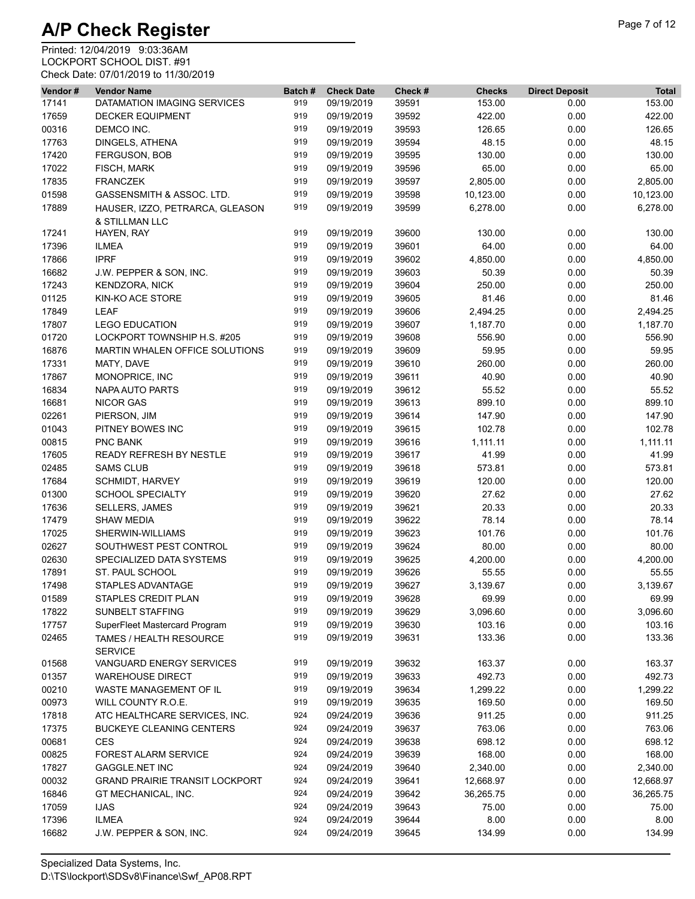# A/P Check Register

Printed: 12/04/2019 9:03:36AM
LOCKPORT SCHOOL DIST. #91
Check Date: 07/01/2019 to 11/30/2019

| Vendor # | Vendor Name | Batch # | Check Date | Check # | Checks | Direct Deposit | Total |
|---|---|---|---|---|---|---|---|
| 17141 | DATAMATION IMAGING SERVICES | 919 | 09/19/2019 | 39591 | 153.00 | 0.00 | 153.00 |
| 17659 | DECKER EQUIPMENT | 919 | 09/19/2019 | 39592 | 422.00 | 0.00 | 422.00 |
| 00316 | DEMCO INC. | 919 | 09/19/2019 | 39593 | 126.65 | 0.00 | 126.65 |
| 17763 | DINGELS, ATHENA | 919 | 09/19/2019 | 39594 | 48.15 | 0.00 | 48.15 |
| 17420 | FERGUSON, BOB | 919 | 09/19/2019 | 39595 | 130.00 | 0.00 | 130.00 |
| 17022 | FISCH, MARK | 919 | 09/19/2019 | 39596 | 65.00 | 0.00 | 65.00 |
| 17835 | FRANCZEK | 919 | 09/19/2019 | 39597 | 2,805.00 | 0.00 | 2,805.00 |
| 01598 | GASSENSMITH & ASSOC. LTD. | 919 | 09/19/2019 | 39598 | 10,123.00 | 0.00 | 10,123.00 |
| 17889 | HAUSER, IZZO, PETRARCA, GLEASON & STILLMAN LLC | 919 | 09/19/2019 | 39599 | 6,278.00 | 0.00 | 6,278.00 |
| 17241 | HAYEN, RAY | 919 | 09/19/2019 | 39600 | 130.00 | 0.00 | 130.00 |
| 17396 | ILMEA | 919 | 09/19/2019 | 39601 | 64.00 | 0.00 | 64.00 |
| 17866 | IPRF | 919 | 09/19/2019 | 39602 | 4,850.00 | 0.00 | 4,850.00 |
| 16682 | J.W. PEPPER & SON, INC. | 919 | 09/19/2019 | 39603 | 50.39 | 0.00 | 50.39 |
| 17243 | KENDZORA, NICK | 919 | 09/19/2019 | 39604 | 250.00 | 0.00 | 250.00 |
| 01125 | KIN-KO ACE STORE | 919 | 09/19/2019 | 39605 | 81.46 | 0.00 | 81.46 |
| 17849 | LEAF | 919 | 09/19/2019 | 39606 | 2,494.25 | 0.00 | 2,494.25 |
| 17807 | LEGO EDUCATION | 919 | 09/19/2019 | 39607 | 1,187.70 | 0.00 | 1,187.70 |
| 01720 | LOCKPORT TOWNSHIP H.S. #205 | 919 | 09/19/2019 | 39608 | 556.90 | 0.00 | 556.90 |
| 16876 | MARTIN WHALEN OFFICE SOLUTIONS | 919 | 09/19/2019 | 39609 | 59.95 | 0.00 | 59.95 |
| 17331 | MATY, DAVE | 919 | 09/19/2019 | 39610 | 260.00 | 0.00 | 260.00 |
| 17867 | MONOPRICE, INC | 919 | 09/19/2019 | 39611 | 40.90 | 0.00 | 40.90 |
| 16834 | NAPA AUTO PARTS | 919 | 09/19/2019 | 39612 | 55.52 | 0.00 | 55.52 |
| 16681 | NICOR GAS | 919 | 09/19/2019 | 39613 | 899.10 | 0.00 | 899.10 |
| 02261 | PIERSON, JIM | 919 | 09/19/2019 | 39614 | 147.90 | 0.00 | 147.90 |
| 01043 | PITNEY BOWES INC | 919 | 09/19/2019 | 39615 | 102.78 | 0.00 | 102.78 |
| 00815 | PNC BANK | 919 | 09/19/2019 | 39616 | 1,111.11 | 0.00 | 1,111.11 |
| 17605 | READY REFRESH BY NESTLE | 919 | 09/19/2019 | 39617 | 41.99 | 0.00 | 41.99 |
| 02485 | SAMS CLUB | 919 | 09/19/2019 | 39618 | 573.81 | 0.00 | 573.81 |
| 17684 | SCHMIDT, HARVEY | 919 | 09/19/2019 | 39619 | 120.00 | 0.00 | 120.00 |
| 01300 | SCHOOL SPECIALTY | 919 | 09/19/2019 | 39620 | 27.62 | 0.00 | 27.62 |
| 17636 | SELLERS, JAMES | 919 | 09/19/2019 | 39621 | 20.33 | 0.00 | 20.33 |
| 17479 | SHAW MEDIA | 919 | 09/19/2019 | 39622 | 78.14 | 0.00 | 78.14 |
| 17025 | SHERWIN-WILLIAMS | 919 | 09/19/2019 | 39623 | 101.76 | 0.00 | 101.76 |
| 02627 | SOUTHWEST PEST CONTROL | 919 | 09/19/2019 | 39624 | 80.00 | 0.00 | 80.00 |
| 02630 | SPECIALIZED DATA SYSTEMS | 919 | 09/19/2019 | 39625 | 4,200.00 | 0.00 | 4,200.00 |
| 17891 | ST. PAUL SCHOOL | 919 | 09/19/2019 | 39626 | 55.55 | 0.00 | 55.55 |
| 17498 | STAPLES ADVANTAGE | 919 | 09/19/2019 | 39627 | 3,139.67 | 0.00 | 3,139.67 |
| 01589 | STAPLES CREDIT PLAN | 919 | 09/19/2019 | 39628 | 69.99 | 0.00 | 69.99 |
| 17822 | SUNBELT STAFFING | 919 | 09/19/2019 | 39629 | 3,096.60 | 0.00 | 3,096.60 |
| 17757 | SuperFleet Mastercard Program | 919 | 09/19/2019 | 39630 | 103.16 | 0.00 | 103.16 |
| 02465 | TAMES / HEALTH RESOURCE SERVICE | 919 | 09/19/2019 | 39631 | 133.36 | 0.00 | 133.36 |
| 01568 | VANGUARD ENERGY SERVICES | 919 | 09/19/2019 | 39632 | 163.37 | 0.00 | 163.37 |
| 01357 | WAREHOUSE DIRECT | 919 | 09/19/2019 | 39633 | 492.73 | 0.00 | 492.73 |
| 00210 | WASTE MANAGEMENT OF IL | 919 | 09/19/2019 | 39634 | 1,299.22 | 0.00 | 1,299.22 |
| 00973 | WILL COUNTY R.O.E. | 919 | 09/19/2019 | 39635 | 169.50 | 0.00 | 169.50 |
| 17818 | ATC HEALTHCARE SERVICES, INC. | 924 | 09/24/2019 | 39636 | 911.25 | 0.00 | 911.25 |
| 17375 | BUCKEYE CLEANING CENTERS | 924 | 09/24/2019 | 39637 | 763.06 | 0.00 | 763.06 |
| 00681 | CES | 924 | 09/24/2019 | 39638 | 698.12 | 0.00 | 698.12 |
| 00825 | FOREST ALARM SERVICE | 924 | 09/24/2019 | 39639 | 168.00 | 0.00 | 168.00 |
| 17827 | GAGGLE.NET INC | 924 | 09/24/2019 | 39640 | 2,340.00 | 0.00 | 2,340.00 |
| 00032 | GRAND PRAIRIE TRANSIT LOCKPORT | 924 | 09/24/2019 | 39641 | 12,668.97 | 0.00 | 12,668.97 |
| 16846 | GT MECHANICAL, INC. | 924 | 09/24/2019 | 39642 | 36,265.75 | 0.00 | 36,265.75 |
| 17059 | IJAS | 924 | 09/24/2019 | 39643 | 75.00 | 0.00 | 75.00 |
| 17396 | ILMEA | 924 | 09/24/2019 | 39644 | 8.00 | 0.00 | 8.00 |
| 16682 | J.W. PEPPER & SON, INC. | 924 | 09/24/2019 | 39645 | 134.99 | 0.00 | 134.99 |

Specialized Data Systems, Inc.
D:\TS\lockport\SDSv8\Finance\Swf_AP08.RPT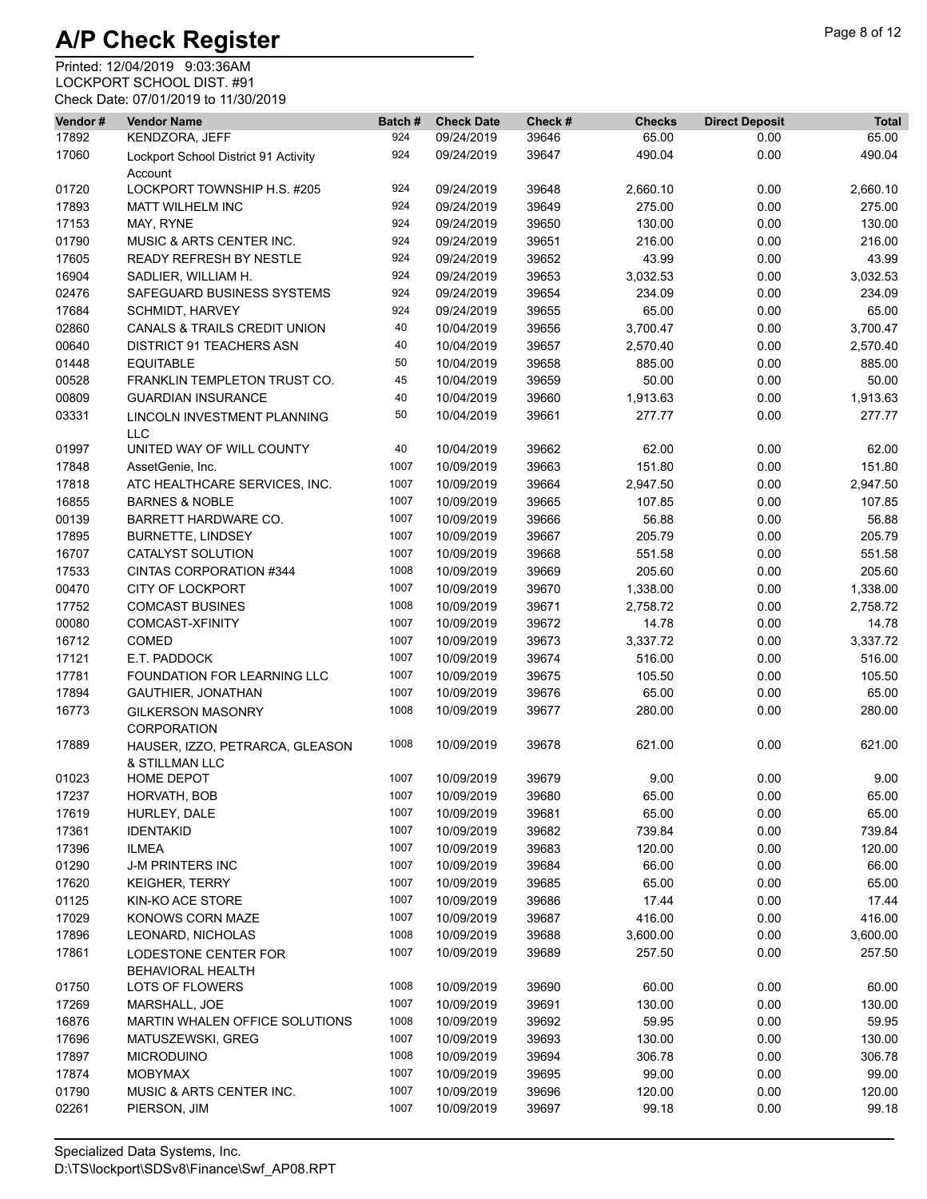# A/P Check Register

Printed: 12/04/2019 9:03:36AM
LOCKPORT SCHOOL DIST. #91
Check Date: 07/01/2019 to 11/30/2019

| Vendor # | Vendor Name | Batch # | Check Date | Check # | Checks | Direct Deposit | Total |
|---|---|---|---|---|---|---|---|
| 17892 | KENDZORA, JEFF | 924 | 09/24/2019 | 39646 | 65.00 | 0.00 | 65.00 |
| 17060 | Lockport School District 91 Activity Account | 924 | 09/24/2019 | 39647 | 490.04 | 0.00 | 490.04 |
| 01720 | LOCKPORT TOWNSHIP H.S. #205 | 924 | 09/24/2019 | 39648 | 2,660.10 | 0.00 | 2,660.10 |
| 17893 | MATT WILHELM INC | 924 | 09/24/2019 | 39649 | 275.00 | 0.00 | 275.00 |
| 17153 | MAY, RYNE | 924 | 09/24/2019 | 39650 | 130.00 | 0.00 | 130.00 |
| 01790 | MUSIC & ARTS CENTER INC. | 924 | 09/24/2019 | 39651 | 216.00 | 0.00 | 216.00 |
| 17605 | READY REFRESH BY NESTLE | 924 | 09/24/2019 | 39652 | 43.99 | 0.00 | 43.99 |
| 16904 | SADLIER, WILLIAM H. | 924 | 09/24/2019 | 39653 | 3,032.53 | 0.00 | 3,032.53 |
| 02476 | SAFEGUARD BUSINESS SYSTEMS | 924 | 09/24/2019 | 39654 | 234.09 | 0.00 | 234.09 |
| 17684 | SCHMIDT, HARVEY | 924 | 09/24/2019 | 39655 | 65.00 | 0.00 | 65.00 |
| 02860 | CANALS & TRAILS CREDIT UNION | 40 | 10/04/2019 | 39656 | 3,700.47 | 0.00 | 3,700.47 |
| 00640 | DISTRICT 91 TEACHERS ASN | 40 | 10/04/2019 | 39657 | 2,570.40 | 0.00 | 2,570.40 |
| 01448 | EQUITABLE | 50 | 10/04/2019 | 39658 | 885.00 | 0.00 | 885.00 |
| 00528 | FRANKLIN TEMPLETON TRUST CO. | 45 | 10/04/2019 | 39659 | 50.00 | 0.00 | 50.00 |
| 00809 | GUARDIAN INSURANCE | 40 | 10/04/2019 | 39660 | 1,913.63 | 0.00 | 1,913.63 |
| 03331 | LINCOLN INVESTMENT PLANNING LLC | 50 | 10/04/2019 | 39661 | 277.77 | 0.00 | 277.77 |
| 01997 | UNITED WAY OF WILL COUNTY | 40 | 10/04/2019 | 39662 | 62.00 | 0.00 | 62.00 |
| 17848 | AssetGenie, Inc. | 1007 | 10/09/2019 | 39663 | 151.80 | 0.00 | 151.80 |
| 17818 | ATC HEALTHCARE SERVICES, INC. | 1007 | 10/09/2019 | 39664 | 2,947.50 | 0.00 | 2,947.50 |
| 16855 | BARNES & NOBLE | 1007 | 10/09/2019 | 39665 | 107.85 | 0.00 | 107.85 |
| 00139 | BARRETT HARDWARE CO. | 1007 | 10/09/2019 | 39666 | 56.88 | 0.00 | 56.88 |
| 17895 | BURNETTE, LINDSEY | 1007 | 10/09/2019 | 39667 | 205.79 | 0.00 | 205.79 |
| 16707 | CATALYST SOLUTION | 1007 | 10/09/2019 | 39668 | 551.58 | 0.00 | 551.58 |
| 17533 | CINTAS CORPORATION #344 | 1008 | 10/09/2019 | 39669 | 205.60 | 0.00 | 205.60 |
| 00470 | CITY OF LOCKPORT | 1007 | 10/09/2019 | 39670 | 1,338.00 | 0.00 | 1,338.00 |
| 17752 | COMCAST BUSINES | 1008 | 10/09/2019 | 39671 | 2,758.72 | 0.00 | 2,758.72 |
| 00080 | COMCAST-XFINITY | 1007 | 10/09/2019 | 39672 | 14.78 | 0.00 | 14.78 |
| 16712 | COMED | 1007 | 10/09/2019 | 39673 | 3,337.72 | 0.00 | 3,337.72 |
| 17121 | E.T. PADDOCK | 1007 | 10/09/2019 | 39674 | 516.00 | 0.00 | 516.00 |
| 17781 | FOUNDATION FOR LEARNING LLC | 1007 | 10/09/2019 | 39675 | 105.50 | 0.00 | 105.50 |
| 17894 | GAUTHIER, JONATHAN | 1007 | 10/09/2019 | 39676 | 65.00 | 0.00 | 65.00 |
| 16773 | GILKERSON MASONRY CORPORATION | 1008 | 10/09/2019 | 39677 | 280.00 | 0.00 | 280.00 |
| 17889 | HAUSER, IZZO, PETRARCA, GLEASON & STILLMAN LLC | 1008 | 10/09/2019 | 39678 | 621.00 | 0.00 | 621.00 |
| 01023 | HOME DEPOT | 1007 | 10/09/2019 | 39679 | 9.00 | 0.00 | 9.00 |
| 17237 | HORVATH, BOB | 1007 | 10/09/2019 | 39680 | 65.00 | 0.00 | 65.00 |
| 17619 | HURLEY, DALE | 1007 | 10/09/2019 | 39681 | 65.00 | 0.00 | 65.00 |
| 17361 | IDENTAKID | 1007 | 10/09/2019 | 39682 | 739.84 | 0.00 | 739.84 |
| 17396 | ILMEA | 1007 | 10/09/2019 | 39683 | 120.00 | 0.00 | 120.00 |
| 01290 | J-M PRINTERS INC | 1007 | 10/09/2019 | 39684 | 66.00 | 0.00 | 66.00 |
| 17620 | KEIGHER, TERRY | 1007 | 10/09/2019 | 39685 | 65.00 | 0.00 | 65.00 |
| 01125 | KIN-KO ACE STORE | 1007 | 10/09/2019 | 39686 | 17.44 | 0.00 | 17.44 |
| 17029 | KONOWS CORN MAZE | 1007 | 10/09/2019 | 39687 | 416.00 | 0.00 | 416.00 |
| 17896 | LEONARD, NICHOLAS | 1008 | 10/09/2019 | 39688 | 3,600.00 | 0.00 | 3,600.00 |
| 17861 | LODESTONE CENTER FOR BEHAVIORAL HEALTH | 1007 | 10/09/2019 | 39689 | 257.50 | 0.00 | 257.50 |
| 01750 | LOTS OF FLOWERS | 1008 | 10/09/2019 | 39690 | 60.00 | 0.00 | 60.00 |
| 17269 | MARSHALL, JOE | 1007 | 10/09/2019 | 39691 | 130.00 | 0.00 | 130.00 |
| 16876 | MARTIN WHALEN OFFICE SOLUTIONS | 1008 | 10/09/2019 | 39692 | 59.95 | 0.00 | 59.95 |
| 17696 | MATUSZEWSKI, GREG | 1007 | 10/09/2019 | 39693 | 130.00 | 0.00 | 130.00 |
| 17897 | MICRODUINO | 1008 | 10/09/2019 | 39694 | 306.78 | 0.00 | 306.78 |
| 17874 | MOBYMAX | 1007 | 10/09/2019 | 39695 | 99.00 | 0.00 | 99.00 |
| 01790 | MUSIC & ARTS CENTER INC. | 1007 | 10/09/2019 | 39696 | 120.00 | 0.00 | 120.00 |
| 02261 | PIERSON, JIM | 1007 | 10/09/2019 | 39697 | 99.18 | 0.00 | 99.18 |

Specialized Data Systems, Inc.
D:\TS\lockport\SDSv8\Finance\Swf_AP08.RPT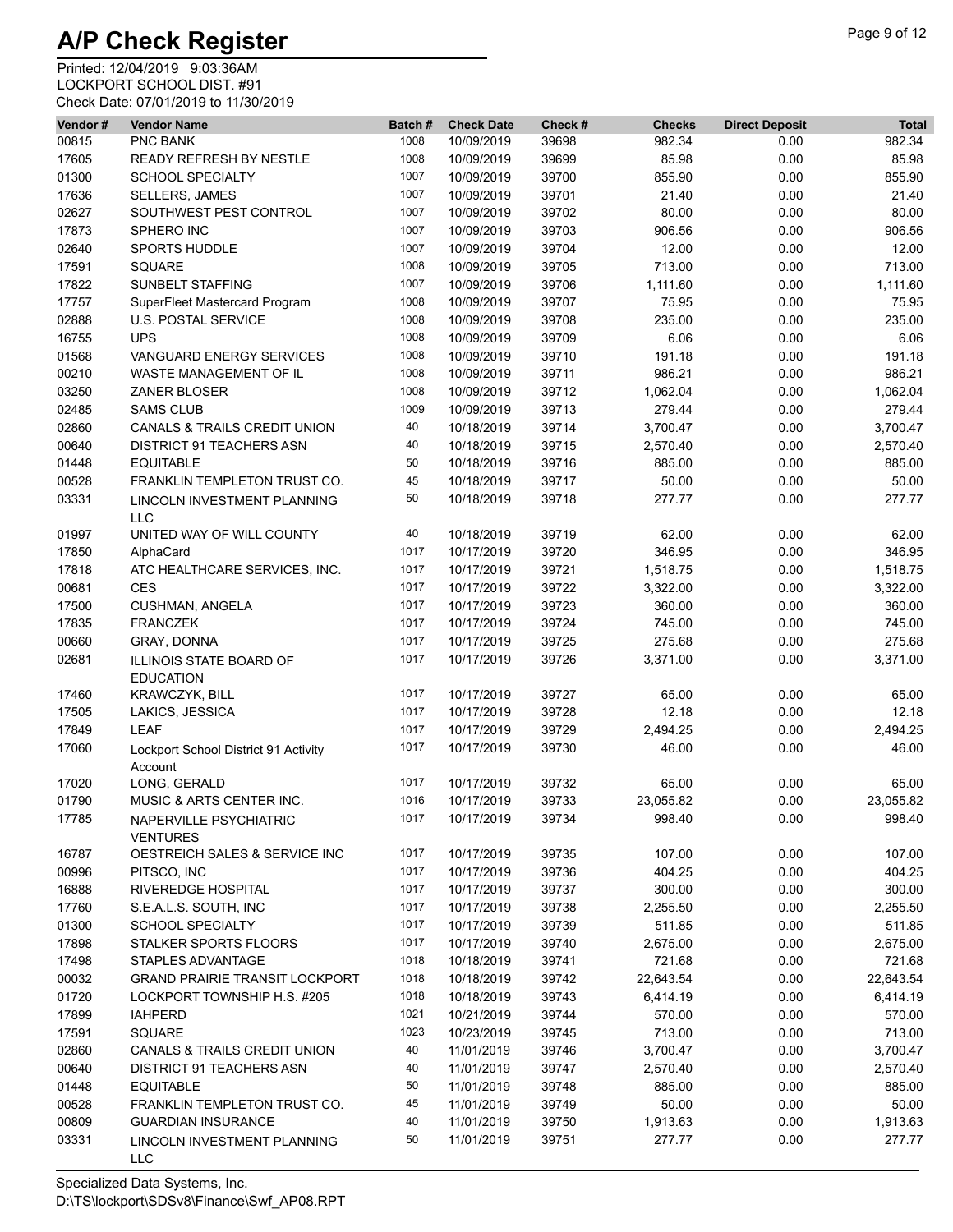# A/P Check Register

Printed: 12/04/2019 9:03:36AM
LOCKPORT SCHOOL DIST. #91
Check Date: 07/01/2019 to 11/30/2019

| Vendor # | Vendor Name | Batch # | Check Date | Check # | Checks | Direct Deposit | Total |
|---|---|---|---|---|---|---|---|
| 00815 | PNC BANK | 1008 | 10/09/2019 | 39698 | 982.34 | 0.00 | 982.34 |
| 17605 | READY REFRESH BY NESTLE | 1008 | 10/09/2019 | 39699 | 85.98 | 0.00 | 85.98 |
| 01300 | SCHOOL SPECIALTY | 1007 | 10/09/2019 | 39700 | 855.90 | 0.00 | 855.90 |
| 17636 | SELLERS, JAMES | 1007 | 10/09/2019 | 39701 | 21.40 | 0.00 | 21.40 |
| 02627 | SOUTHWEST PEST CONTROL | 1007 | 10/09/2019 | 39702 | 80.00 | 0.00 | 80.00 |
| 17873 | SPHERO INC | 1007 | 10/09/2019 | 39703 | 906.56 | 0.00 | 906.56 |
| 02640 | SPORTS HUDDLE | 1007 | 10/09/2019 | 39704 | 12.00 | 0.00 | 12.00 |
| 17591 | SQUARE | 1008 | 10/09/2019 | 39705 | 713.00 | 0.00 | 713.00 |
| 17822 | SUNBELT STAFFING | 1007 | 10/09/2019 | 39706 | 1,111.60 | 0.00 | 1,111.60 |
| 17757 | SuperFleet Mastercard Program | 1008 | 10/09/2019 | 39707 | 75.95 | 0.00 | 75.95 |
| 02888 | U.S. POSTAL SERVICE | 1008 | 10/09/2019 | 39708 | 235.00 | 0.00 | 235.00 |
| 16755 | UPS | 1008 | 10/09/2019 | 39709 | 6.06 | 0.00 | 6.06 |
| 01568 | VANGUARD ENERGY SERVICES | 1008 | 10/09/2019 | 39710 | 191.18 | 0.00 | 191.18 |
| 00210 | WASTE MANAGEMENT OF IL | 1008 | 10/09/2019 | 39711 | 986.21 | 0.00 | 986.21 |
| 03250 | ZANER BLOSER | 1008 | 10/09/2019 | 39712 | 1,062.04 | 0.00 | 1,062.04 |
| 02485 | SAMS CLUB | 1009 | 10/09/2019 | 39713 | 279.44 | 0.00 | 279.44 |
| 02860 | CANALS & TRAILS CREDIT UNION | 40 | 10/18/2019 | 39714 | 3,700.47 | 0.00 | 3,700.47 |
| 00640 | DISTRICT 91 TEACHERS ASN | 40 | 10/18/2019 | 39715 | 2,570.40 | 0.00 | 2,570.40 |
| 01448 | EQUITABLE | 50 | 10/18/2019 | 39716 | 885.00 | 0.00 | 885.00 |
| 00528 | FRANKLIN TEMPLETON TRUST CO. | 45 | 10/18/2019 | 39717 | 50.00 | 0.00 | 50.00 |
| 03331 | LINCOLN INVESTMENT PLANNING LLC | 50 | 10/18/2019 | 39718 | 277.77 | 0.00 | 277.77 |
| 01997 | UNITED WAY OF WILL COUNTY | 40 | 10/18/2019 | 39719 | 62.00 | 0.00 | 62.00 |
| 17850 | AlphaCard | 1017 | 10/17/2019 | 39720 | 346.95 | 0.00 | 346.95 |
| 17818 | ATC HEALTHCARE SERVICES, INC. | 1017 | 10/17/2019 | 39721 | 1,518.75 | 0.00 | 1,518.75 |
| 00681 | CES | 1017 | 10/17/2019 | 39722 | 3,322.00 | 0.00 | 3,322.00 |
| 17500 | CUSHMAN, ANGELA | 1017 | 10/17/2019 | 39723 | 360.00 | 0.00 | 360.00 |
| 17835 | FRANCZEK | 1017 | 10/17/2019 | 39724 | 745.00 | 0.00 | 745.00 |
| 00660 | GRAY, DONNA | 1017 | 10/17/2019 | 39725 | 275.68 | 0.00 | 275.68 |
| 02681 | ILLINOIS STATE BOARD OF EDUCATION | 1017 | 10/17/2019 | 39726 | 3,371.00 | 0.00 | 3,371.00 |
| 17460 | KRAWCZYK, BILL | 1017 | 10/17/2019 | 39727 | 65.00 | 0.00 | 65.00 |
| 17505 | LAKICS, JESSICA | 1017 | 10/17/2019 | 39728 | 12.18 | 0.00 | 12.18 |
| 17849 | LEAF | 1017 | 10/17/2019 | 39729 | 2,494.25 | 0.00 | 2,494.25 |
| 17060 | Lockport School District 91 Activity Account | 1017 | 10/17/2019 | 39730 | 46.00 | 0.00 | 46.00 |
| 17020 | LONG, GERALD | 1017 | 10/17/2019 | 39732 | 65.00 | 0.00 | 65.00 |
| 01790 | MUSIC & ARTS CENTER INC. | 1016 | 10/17/2019 | 39733 | 23,055.82 | 0.00 | 23,055.82 |
| 17785 | NAPERVILLE PSYCHIATRIC VENTURES | 1017 | 10/17/2019 | 39734 | 998.40 | 0.00 | 998.40 |
| 16787 | OESTREICH SALES & SERVICE INC | 1017 | 10/17/2019 | 39735 | 107.00 | 0.00 | 107.00 |
| 00996 | PITSCO, INC | 1017 | 10/17/2019 | 39736 | 404.25 | 0.00 | 404.25 |
| 16888 | RIVEREDGE HOSPITAL | 1017 | 10/17/2019 | 39737 | 300.00 | 0.00 | 300.00 |
| 17760 | S.E.A.L.S. SOUTH, INC | 1017 | 10/17/2019 | 39738 | 2,255.50 | 0.00 | 2,255.50 |
| 01300 | SCHOOL SPECIALTY | 1017 | 10/17/2019 | 39739 | 511.85 | 0.00 | 511.85 |
| 17898 | STALKER SPORTS FLOORS | 1017 | 10/17/2019 | 39740 | 2,675.00 | 0.00 | 2,675.00 |
| 17498 | STAPLES ADVANTAGE | 1018 | 10/18/2019 | 39741 | 721.68 | 0.00 | 721.68 |
| 00032 | GRAND PRAIRIE TRANSIT LOCKPORT | 1018 | 10/18/2019 | 39742 | 22,643.54 | 0.00 | 22,643.54 |
| 01720 | LOCKPORT TOWNSHIP H.S. #205 | 1018 | 10/18/2019 | 39743 | 6,414.19 | 0.00 | 6,414.19 |
| 17899 | IAHPERD | 1021 | 10/21/2019 | 39744 | 570.00 | 0.00 | 570.00 |
| 17591 | SQUARE | 1023 | 10/23/2019 | 39745 | 713.00 | 0.00 | 713.00 |
| 02860 | CANALS & TRAILS CREDIT UNION | 40 | 11/01/2019 | 39746 | 3,700.47 | 0.00 | 3,700.47 |
| 00640 | DISTRICT 91 TEACHERS ASN | 40 | 11/01/2019 | 39747 | 2,570.40 | 0.00 | 2,570.40 |
| 01448 | EQUITABLE | 50 | 11/01/2019 | 39748 | 885.00 | 0.00 | 885.00 |
| 00528 | FRANKLIN TEMPLETON TRUST CO. | 45 | 11/01/2019 | 39749 | 50.00 | 0.00 | 50.00 |
| 00809 | GUARDIAN INSURANCE | 40 | 11/01/2019 | 39750 | 1,913.63 | 0.00 | 1,913.63 |
| 03331 | LINCOLN INVESTMENT PLANNING LLC | 50 | 11/01/2019 | 39751 | 277.77 | 0.00 | 277.77 |

Specialized Data Systems, Inc.
D:\TS\lockport\SDSv8\Finance\Swf_AP08.RPT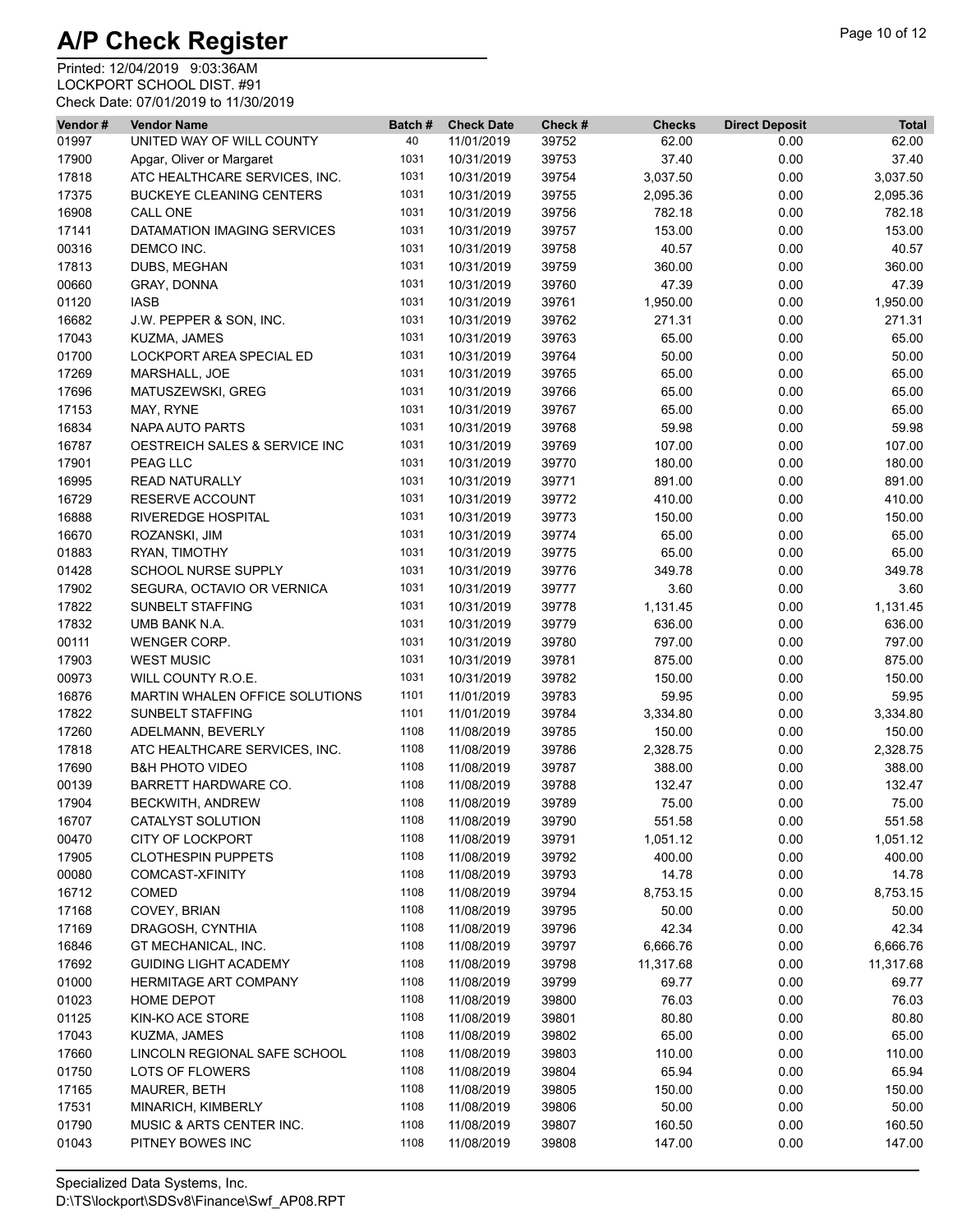# A/P Check Register

Printed: 12/04/2019 9:03:36AM
LOCKPORT SCHOOL DIST. #91
Check Date: 07/01/2019 to 11/30/2019

| Vendor # | Vendor Name | Batch # | Check Date | Check # | Checks | Direct Deposit | Total |
|---|---|---|---|---|---|---|---|
| 01997 | UNITED WAY OF WILL COUNTY | 40 | 11/01/2019 | 39752 | 62.00 | 0.00 | 62.00 |
| 17900 | Apgar, Oliver or Margaret | 1031 | 10/31/2019 | 39753 | 37.40 | 0.00 | 37.40 |
| 17818 | ATC HEALTHCARE SERVICES, INC. | 1031 | 10/31/2019 | 39754 | 3,037.50 | 0.00 | 3,037.50 |
| 17375 | BUCKEYE CLEANING CENTERS | 1031 | 10/31/2019 | 39755 | 2,095.36 | 0.00 | 2,095.36 |
| 16908 | CALL ONE | 1031 | 10/31/2019 | 39756 | 782.18 | 0.00 | 782.18 |
| 17141 | DATAMATION IMAGING SERVICES | 1031 | 10/31/2019 | 39757 | 153.00 | 0.00 | 153.00 |
| 00316 | DEMCO INC. | 1031 | 10/31/2019 | 39758 | 40.57 | 0.00 | 40.57 |
| 17813 | DUBS, MEGHAN | 1031 | 10/31/2019 | 39759 | 360.00 | 0.00 | 360.00 |
| 00660 | GRAY, DONNA | 1031 | 10/31/2019 | 39760 | 47.39 | 0.00 | 47.39 |
| 01120 | IASB | 1031 | 10/31/2019 | 39761 | 1,950.00 | 0.00 | 1,950.00 |
| 16682 | J.W. PEPPER & SON, INC. | 1031 | 10/31/2019 | 39762 | 271.31 | 0.00 | 271.31 |
| 17043 | KUZMA, JAMES | 1031 | 10/31/2019 | 39763 | 65.00 | 0.00 | 65.00 |
| 01700 | LOCKPORT AREA SPECIAL ED | 1031 | 10/31/2019 | 39764 | 50.00 | 0.00 | 50.00 |
| 17269 | MARSHALL, JOE | 1031 | 10/31/2019 | 39765 | 65.00 | 0.00 | 65.00 |
| 17696 | MATUSZEWSKI, GREG | 1031 | 10/31/2019 | 39766 | 65.00 | 0.00 | 65.00 |
| 17153 | MAY, RYNE | 1031 | 10/31/2019 | 39767 | 65.00 | 0.00 | 65.00 |
| 16834 | NAPA AUTO PARTS | 1031 | 10/31/2019 | 39768 | 59.98 | 0.00 | 59.98 |
| 16787 | OESTREICH SALES & SERVICE INC | 1031 | 10/31/2019 | 39769 | 107.00 | 0.00 | 107.00 |
| 17901 | PEAG LLC | 1031 | 10/31/2019 | 39770 | 180.00 | 0.00 | 180.00 |
| 16995 | READ NATURALLY | 1031 | 10/31/2019 | 39771 | 891.00 | 0.00 | 891.00 |
| 16729 | RESERVE ACCOUNT | 1031 | 10/31/2019 | 39772 | 410.00 | 0.00 | 410.00 |
| 16888 | RIVEREDGE HOSPITAL | 1031 | 10/31/2019 | 39773 | 150.00 | 0.00 | 150.00 |
| 16670 | ROZANSKI, JIM | 1031 | 10/31/2019 | 39774 | 65.00 | 0.00 | 65.00 |
| 01883 | RYAN, TIMOTHY | 1031 | 10/31/2019 | 39775 | 65.00 | 0.00 | 65.00 |
| 01428 | SCHOOL NURSE SUPPLY | 1031 | 10/31/2019 | 39776 | 349.78 | 0.00 | 349.78 |
| 17902 | SEGURA, OCTAVIO OR VERNICA | 1031 | 10/31/2019 | 39777 | 3.60 | 0.00 | 3.60 |
| 17822 | SUNBELT STAFFING | 1031 | 10/31/2019 | 39778 | 1,131.45 | 0.00 | 1,131.45 |
| 17832 | UMB BANK N.A. | 1031 | 10/31/2019 | 39779 | 636.00 | 0.00 | 636.00 |
| 00111 | WENGER CORP. | 1031 | 10/31/2019 | 39780 | 797.00 | 0.00 | 797.00 |
| 17903 | WEST MUSIC | 1031 | 10/31/2019 | 39781 | 875.00 | 0.00 | 875.00 |
| 00973 | WILL COUNTY R.O.E. | 1031 | 10/31/2019 | 39782 | 150.00 | 0.00 | 150.00 |
| 16876 | MARTIN WHALEN OFFICE SOLUTIONS | 1101 | 11/01/2019 | 39783 | 59.95 | 0.00 | 59.95 |
| 17822 | SUNBELT STAFFING | 1101 | 11/01/2019 | 39784 | 3,334.80 | 0.00 | 3,334.80 |
| 17260 | ADELMANN, BEVERLY | 1108 | 11/08/2019 | 39785 | 150.00 | 0.00 | 150.00 |
| 17818 | ATC HEALTHCARE SERVICES, INC. | 1108 | 11/08/2019 | 39786 | 2,328.75 | 0.00 | 2,328.75 |
| 17690 | B&H PHOTO VIDEO | 1108 | 11/08/2019 | 39787 | 388.00 | 0.00 | 388.00 |
| 00139 | BARRETT HARDWARE CO. | 1108 | 11/08/2019 | 39788 | 132.47 | 0.00 | 132.47 |
| 17904 | BECKWITH, ANDREW | 1108 | 11/08/2019 | 39789 | 75.00 | 0.00 | 75.00 |
| 16707 | CATALYST SOLUTION | 1108 | 11/08/2019 | 39790 | 551.58 | 0.00 | 551.58 |
| 00470 | CITY OF LOCKPORT | 1108 | 11/08/2019 | 39791 | 1,051.12 | 0.00 | 1,051.12 |
| 17905 | CLOTHESPIN PUPPETS | 1108 | 11/08/2019 | 39792 | 400.00 | 0.00 | 400.00 |
| 00080 | COMCAST-XFINITY | 1108 | 11/08/2019 | 39793 | 14.78 | 0.00 | 14.78 |
| 16712 | COMED | 1108 | 11/08/2019 | 39794 | 8,753.15 | 0.00 | 8,753.15 |
| 17168 | COVEY, BRIAN | 1108 | 11/08/2019 | 39795 | 50.00 | 0.00 | 50.00 |
| 17169 | DRAGOSH, CYNTHIA | 1108 | 11/08/2019 | 39796 | 42.34 | 0.00 | 42.34 |
| 16846 | GT MECHANICAL, INC. | 1108 | 11/08/2019 | 39797 | 6,666.76 | 0.00 | 6,666.76 |
| 17692 | GUIDING LIGHT ACADEMY | 1108 | 11/08/2019 | 39798 | 11,317.68 | 0.00 | 11,317.68 |
| 01000 | HERMITAGE ART COMPANY | 1108 | 11/08/2019 | 39799 | 69.77 | 0.00 | 69.77 |
| 01023 | HOME DEPOT | 1108 | 11/08/2019 | 39800 | 76.03 | 0.00 | 76.03 |
| 01125 | KIN-KO ACE STORE | 1108 | 11/08/2019 | 39801 | 80.80 | 0.00 | 80.80 |
| 17043 | KUZMA, JAMES | 1108 | 11/08/2019 | 39802 | 65.00 | 0.00 | 65.00 |
| 17660 | LINCOLN REGIONAL SAFE SCHOOL | 1108 | 11/08/2019 | 39803 | 110.00 | 0.00 | 110.00 |
| 01750 | LOTS OF FLOWERS | 1108 | 11/08/2019 | 39804 | 65.94 | 0.00 | 65.94 |
| 17165 | MAURER, BETH | 1108 | 11/08/2019 | 39805 | 150.00 | 0.00 | 150.00 |
| 17531 | MINARICH, KIMBERLY | 1108 | 11/08/2019 | 39806 | 50.00 | 0.00 | 50.00 |
| 01790 | MUSIC & ARTS CENTER INC. | 1108 | 11/08/2019 | 39807 | 160.50 | 0.00 | 160.50 |
| 01043 | PITNEY BOWES INC | 1108 | 11/08/2019 | 39808 | 147.00 | 0.00 | 147.00 |

Specialized Data Systems, Inc.
D:\TS\lockport\SDSv8\Finance\Swf_AP08.RPT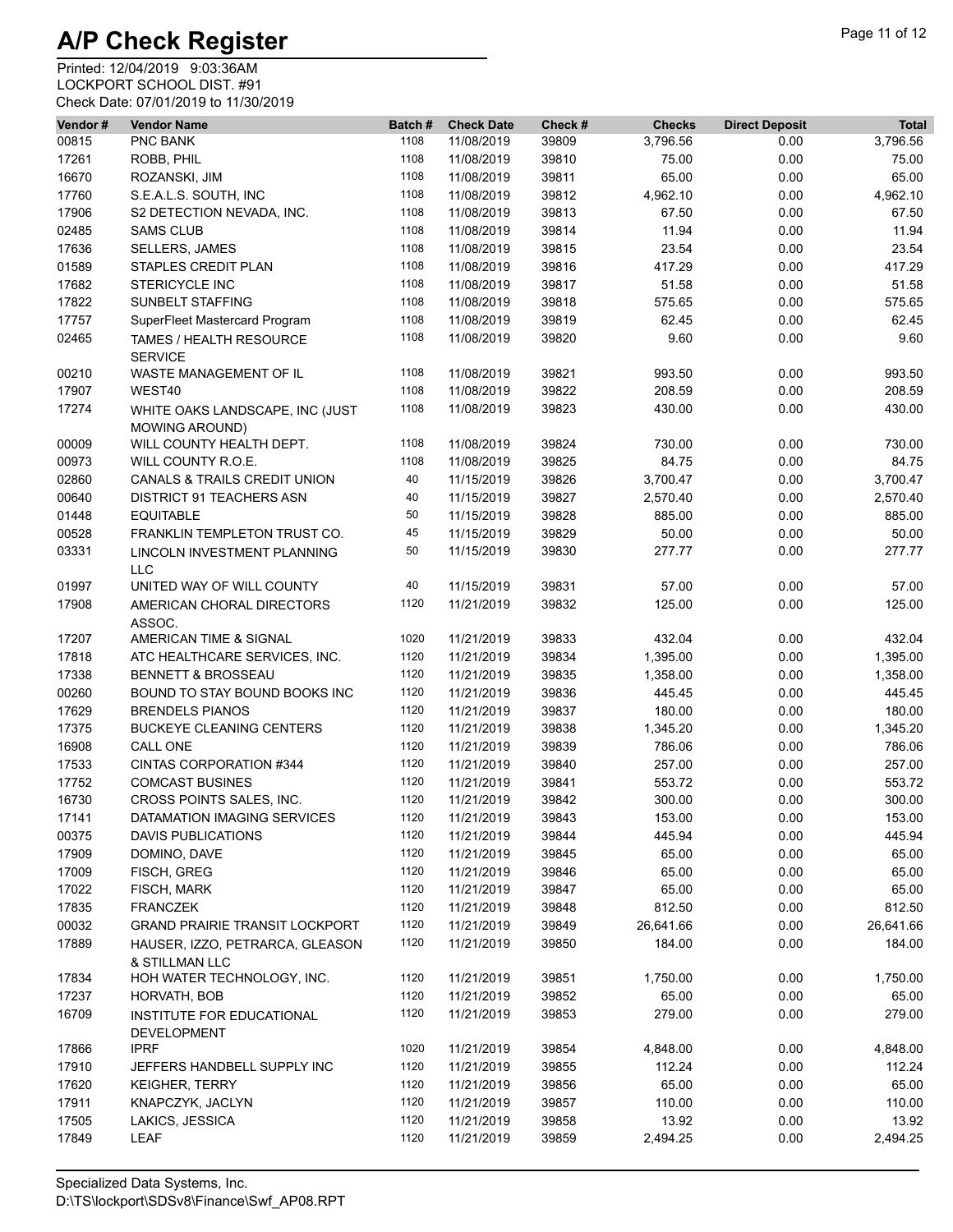# A/P Check Register

Printed: 12/04/2019 9:03:36AM
LOCKPORT SCHOOL DIST. #91
Check Date: 07/01/2019 to 11/30/2019

| Vendor # | Vendor Name | Batch # | Check Date | Check # | Checks | Direct Deposit | Total |
|---|---|---|---|---|---|---|---|
| 00815 | PNC BANK | 1108 | 11/08/2019 | 39809 | 3,796.56 | 0.00 | 3,796.56 |
| 17261 | ROBB, PHIL | 1108 | 11/08/2019 | 39810 | 75.00 | 0.00 | 75.00 |
| 16670 | ROZANSKI, JIM | 1108 | 11/08/2019 | 39811 | 65.00 | 0.00 | 65.00 |
| 17760 | S.E.A.L.S. SOUTH, INC | 1108 | 11/08/2019 | 39812 | 4,962.10 | 0.00 | 4,962.10 |
| 17906 | S2 DETECTION NEVADA, INC. | 1108 | 11/08/2019 | 39813 | 67.50 | 0.00 | 67.50 |
| 02485 | SAMS CLUB | 1108 | 11/08/2019 | 39814 | 11.94 | 0.00 | 11.94 |
| 17636 | SELLERS, JAMES | 1108 | 11/08/2019 | 39815 | 23.54 | 0.00 | 23.54 |
| 01589 | STAPLES CREDIT PLAN | 1108 | 11/08/2019 | 39816 | 417.29 | 0.00 | 417.29 |
| 17682 | STERICYCLE INC | 1108 | 11/08/2019 | 39817 | 51.58 | 0.00 | 51.58 |
| 17822 | SUNBELT STAFFING | 1108 | 11/08/2019 | 39818 | 575.65 | 0.00 | 575.65 |
| 17757 | SuperFleet Mastercard Program | 1108 | 11/08/2019 | 39819 | 62.45 | 0.00 | 62.45 |
| 02465 | TAMES / HEALTH RESOURCE SERVICE | 1108 | 11/08/2019 | 39820 | 9.60 | 0.00 | 9.60 |
| 00210 | WASTE MANAGEMENT OF IL | 1108 | 11/08/2019 | 39821 | 993.50 | 0.00 | 993.50 |
| 17907 | WEST40 | 1108 | 11/08/2019 | 39822 | 208.59 | 0.00 | 208.59 |
| 17274 | WHITE OAKS LANDSCAPE, INC (JUST MOWING AROUND) | 1108 | 11/08/2019 | 39823 | 430.00 | 0.00 | 430.00 |
| 00009 | WILL COUNTY HEALTH DEPT. | 1108 | 11/08/2019 | 39824 | 730.00 | 0.00 | 730.00 |
| 00973 | WILL COUNTY R.O.E. | 1108 | 11/08/2019 | 39825 | 84.75 | 0.00 | 84.75 |
| 02860 | CANALS & TRAILS CREDIT UNION | 40 | 11/15/2019 | 39826 | 3,700.47 | 0.00 | 3,700.47 |
| 00640 | DISTRICT 91 TEACHERS ASN | 40 | 11/15/2019 | 39827 | 2,570.40 | 0.00 | 2,570.40 |
| 01448 | EQUITABLE | 50 | 11/15/2019 | 39828 | 885.00 | 0.00 | 885.00 |
| 00528 | FRANKLIN TEMPLETON TRUST CO. | 45 | 11/15/2019 | 39829 | 50.00 | 0.00 | 50.00 |
| 03331 | LINCOLN INVESTMENT PLANNING LLC | 50 | 11/15/2019 | 39830 | 277.77 | 0.00 | 277.77 |
| 01997 | UNITED WAY OF WILL COUNTY | 40 | 11/15/2019 | 39831 | 57.00 | 0.00 | 57.00 |
| 17908 | AMERICAN CHORAL DIRECTORS ASSOC. | 1120 | 11/21/2019 | 39832 | 125.00 | 0.00 | 125.00 |
| 17207 | AMERICAN TIME & SIGNAL | 1020 | 11/21/2019 | 39833 | 432.04 | 0.00 | 432.04 |
| 17818 | ATC HEALTHCARE SERVICES, INC. | 1120 | 11/21/2019 | 39834 | 1,395.00 | 0.00 | 1,395.00 |
| 17338 | BENNETT & BROSSEAU | 1120 | 11/21/2019 | 39835 | 1,358.00 | 0.00 | 1,358.00 |
| 00260 | BOUND TO STAY BOUND BOOKS INC | 1120 | 11/21/2019 | 39836 | 445.45 | 0.00 | 445.45 |
| 17629 | BRENDELS PIANOS | 1120 | 11/21/2019 | 39837 | 180.00 | 0.00 | 180.00 |
| 17375 | BUCKEYE CLEANING CENTERS | 1120 | 11/21/2019 | 39838 | 1,345.20 | 0.00 | 1,345.20 |
| 16908 | CALL ONE | 1120 | 11/21/2019 | 39839 | 786.06 | 0.00 | 786.06 |
| 17533 | CINTAS CORPORATION #344 | 1120 | 11/21/2019 | 39840 | 257.00 | 0.00 | 257.00 |
| 17752 | COMCAST BUSINES | 1120 | 11/21/2019 | 39841 | 553.72 | 0.00 | 553.72 |
| 16730 | CROSS POINTS SALES, INC. | 1120 | 11/21/2019 | 39842 | 300.00 | 0.00 | 300.00 |
| 17141 | DATAMATION IMAGING SERVICES | 1120 | 11/21/2019 | 39843 | 153.00 | 0.00 | 153.00 |
| 00375 | DAVIS PUBLICATIONS | 1120 | 11/21/2019 | 39844 | 445.94 | 0.00 | 445.94 |
| 17909 | DOMINO, DAVE | 1120 | 11/21/2019 | 39845 | 65.00 | 0.00 | 65.00 |
| 17009 | FISCH, GREG | 1120 | 11/21/2019 | 39846 | 65.00 | 0.00 | 65.00 |
| 17022 | FISCH, MARK | 1120 | 11/21/2019 | 39847 | 65.00 | 0.00 | 65.00 |
| 17835 | FRANCZEK | 1120 | 11/21/2019 | 39848 | 812.50 | 0.00 | 812.50 |
| 00032 | GRAND PRAIRIE TRANSIT LOCKPORT | 1120 | 11/21/2019 | 39849 | 26,641.66 | 0.00 | 26,641.66 |
| 17889 | HAUSER, IZZO, PETRARCA, GLEASON & STILLMAN LLC | 1120 | 11/21/2019 | 39850 | 184.00 | 0.00 | 184.00 |
| 17834 | HOH WATER TECHNOLOGY, INC. | 1120 | 11/21/2019 | 39851 | 1,750.00 | 0.00 | 1,750.00 |
| 17237 | HORVATH, BOB | 1120 | 11/21/2019 | 39852 | 65.00 | 0.00 | 65.00 |
| 16709 | INSTITUTE FOR EDUCATIONAL DEVELOPMENT | 1120 | 11/21/2019 | 39853 | 279.00 | 0.00 | 279.00 |
| 17866 | IPRF | 1020 | 11/21/2019 | 39854 | 4,848.00 | 0.00 | 4,848.00 |
| 17910 | JEFFERS HANDBELL SUPPLY INC | 1120 | 11/21/2019 | 39855 | 112.24 | 0.00 | 112.24 |
| 17620 | KEIGHER, TERRY | 1120 | 11/21/2019 | 39856 | 65.00 | 0.00 | 65.00 |
| 17911 | KNAPCZYK, JACLYN | 1120 | 11/21/2019 | 39857 | 110.00 | 0.00 | 110.00 |
| 17505 | LAKICS, JESSICA | 1120 | 11/21/2019 | 39858 | 13.92 | 0.00 | 13.92 |
| 17849 | LEAF | 1120 | 11/21/2019 | 39859 | 2,494.25 | 0.00 | 2,494.25 |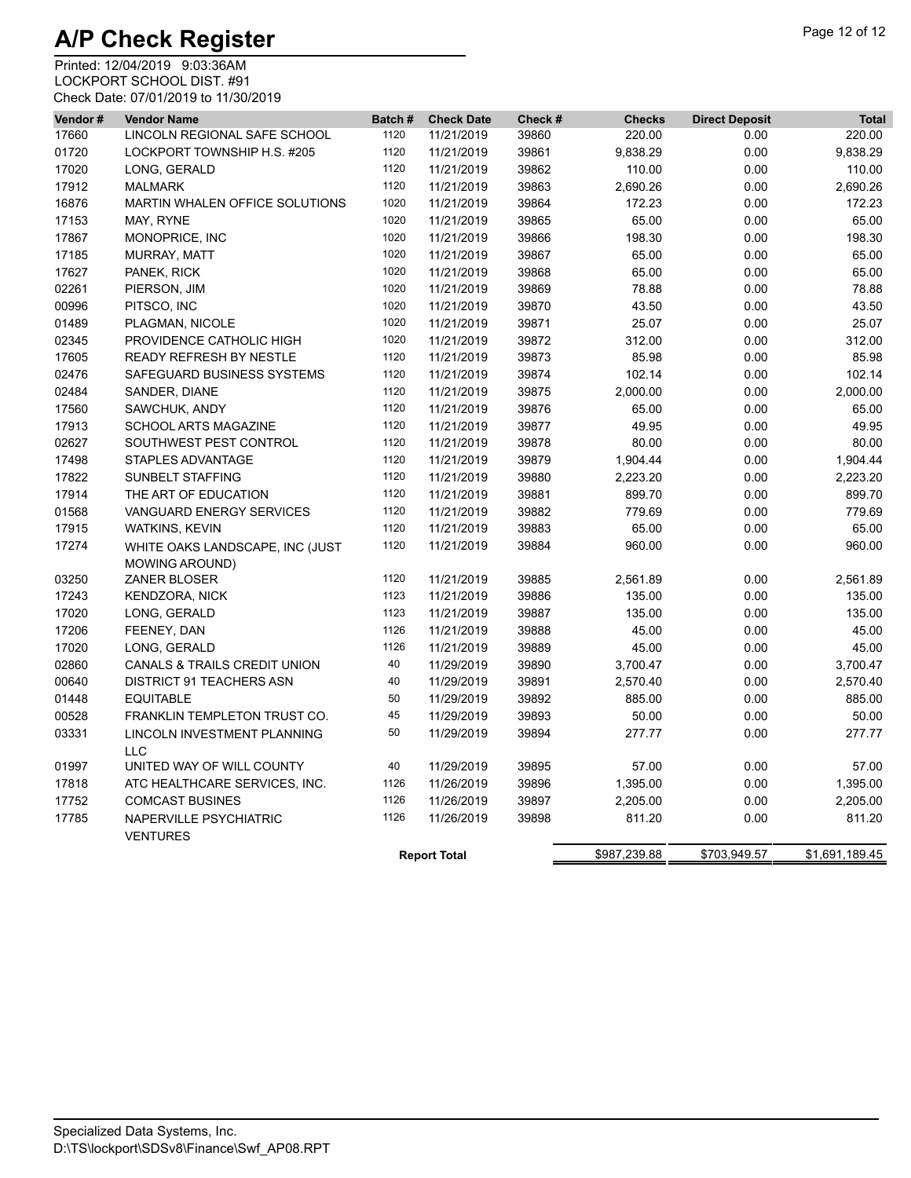# A/P Check Register

Printed: 12/04/2019 9:03:36AM
LOCKPORT SCHOOL DIST. #91
Check Date: 07/01/2019 to 11/30/2019

| Vendor # | Vendor Name | Batch # | Check Date | Check # | Checks | Direct Deposit | Total |
|---|---|---|---|---|---|---|---|
| 17660 | LINCOLN REGIONAL SAFE SCHOOL | 1120 | 11/21/2019 | 39860 | 220.00 | 0.00 | 220.00 |
| 01720 | LOCKPORT TOWNSHIP H.S. #205 | 1120 | 11/21/2019 | 39861 | 9,838.29 | 0.00 | 9,838.29 |
| 17020 | LONG, GERALD | 1120 | 11/21/2019 | 39862 | 110.00 | 0.00 | 110.00 |
| 17912 | MALMARK | 1120 | 11/21/2019 | 39863 | 2,690.26 | 0.00 | 2,690.26 |
| 16876 | MARTIN WHALEN OFFICE SOLUTIONS | 1020 | 11/21/2019 | 39864 | 172.23 | 0.00 | 172.23 |
| 17153 | MAY, RYNE | 1020 | 11/21/2019 | 39865 | 65.00 | 0.00 | 65.00 |
| 17867 | MONOPRICE, INC | 1020 | 11/21/2019 | 39866 | 198.30 | 0.00 | 198.30 |
| 17185 | MURRAY, MATT | 1020 | 11/21/2019 | 39867 | 65.00 | 0.00 | 65.00 |
| 17627 | PANEK, RICK | 1020 | 11/21/2019 | 39868 | 65.00 | 0.00 | 65.00 |
| 02261 | PIERSON, JIM | 1020 | 11/21/2019 | 39869 | 78.88 | 0.00 | 78.88 |
| 00996 | PITSCO, INC | 1020 | 11/21/2019 | 39870 | 43.50 | 0.00 | 43.50 |
| 01489 | PLAGMAN, NICOLE | 1020 | 11/21/2019 | 39871 | 25.07 | 0.00 | 25.07 |
| 02345 | PROVIDENCE CATHOLIC HIGH | 1020 | 11/21/2019 | 39872 | 312.00 | 0.00 | 312.00 |
| 17605 | READY REFRESH BY NESTLE | 1120 | 11/21/2019 | 39873 | 85.98 | 0.00 | 85.98 |
| 02476 | SAFEGUARD BUSINESS SYSTEMS | 1120 | 11/21/2019 | 39874 | 102.14 | 0.00 | 102.14 |
| 02484 | SANDER, DIANE | 1120 | 11/21/2019 | 39875 | 2,000.00 | 0.00 | 2,000.00 |
| 17560 | SAWCHUK, ANDY | 1120 | 11/21/2019 | 39876 | 65.00 | 0.00 | 65.00 |
| 17913 | SCHOOL ARTS MAGAZINE | 1120 | 11/21/2019 | 39877 | 49.95 | 0.00 | 49.95 |
| 02627 | SOUTHWEST PEST CONTROL | 1120 | 11/21/2019 | 39878 | 80.00 | 0.00 | 80.00 |
| 17498 | STAPLES ADVANTAGE | 1120 | 11/21/2019 | 39879 | 1,904.44 | 0.00 | 1,904.44 |
| 17822 | SUNBELT STAFFING | 1120 | 11/21/2019 | 39880 | 2,223.20 | 0.00 | 2,223.20 |
| 17914 | THE ART OF EDUCATION | 1120 | 11/21/2019 | 39881 | 899.70 | 0.00 | 899.70 |
| 01568 | VANGUARD ENERGY SERVICES | 1120 | 11/21/2019 | 39882 | 779.69 | 0.00 | 779.69 |
| 17915 | WATKINS, KEVIN | 1120 | 11/21/2019 | 39883 | 65.00 | 0.00 | 65.00 |
| 17274 | WHITE OAKS LANDSCAPE, INC (JUST MOWING AROUND) | 1120 | 11/21/2019 | 39884 | 960.00 | 0.00 | 960.00 |
| 03250 | ZANER BLOSER | 1120 | 11/21/2019 | 39885 | 2,561.89 | 0.00 | 2,561.89 |
| 17243 | KENDZORA, NICK | 1123 | 11/21/2019 | 39886 | 135.00 | 0.00 | 135.00 |
| 17020 | LONG, GERALD | 1123 | 11/21/2019 | 39887 | 135.00 | 0.00 | 135.00 |
| 17206 | FEENEY, DAN | 1126 | 11/21/2019 | 39888 | 45.00 | 0.00 | 45.00 |
| 17020 | LONG, GERALD | 1126 | 11/21/2019 | 39889 | 45.00 | 0.00 | 45.00 |
| 02860 | CANALS & TRAILS CREDIT UNION | 40 | 11/29/2019 | 39890 | 3,700.47 | 0.00 | 3,700.47 |
| 00640 | DISTRICT 91 TEACHERS ASN | 40 | 11/29/2019 | 39891 | 2,570.40 | 0.00 | 2,570.40 |
| 01448 | EQUITABLE | 50 | 11/29/2019 | 39892 | 885.00 | 0.00 | 885.00 |
| 00528 | FRANKLIN TEMPLETON TRUST CO. | 45 | 11/29/2019 | 39893 | 50.00 | 0.00 | 50.00 |
| 03331 | LINCOLN INVESTMENT PLANNING LLC | 50 | 11/29/2019 | 39894 | 277.77 | 0.00 | 277.77 |
| 01997 | UNITED WAY OF WILL COUNTY | 40 | 11/29/2019 | 39895 | 57.00 | 0.00 | 57.00 |
| 17818 | ATC HEALTHCARE SERVICES, INC. | 1126 | 11/26/2019 | 39896 | 1,395.00 | 0.00 | 1,395.00 |
| 17752 | COMCAST BUSINES | 1126 | 11/26/2019 | 39897 | 2,205.00 | 0.00 | 2,205.00 |
| 17785 | NAPERVILLE PSYCHIATRIC VENTURES | 1126 | 11/26/2019 | 39898 | 811.20 | 0.00 | 811.20 |
| | | | **Report Total** | | $987,239.88 | $703,949.57 | $1,691,189.45 |

Specialized Data Systems, Inc.
D:\TS\lockport\SDSv8\Finance\Swf_AP08.RPT